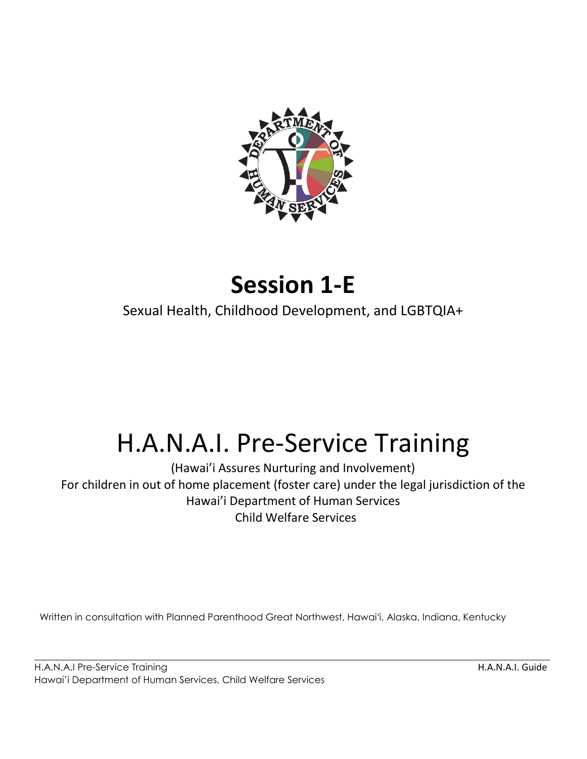# Session 1-E

Sexual Health, Childhood Development, and LGBTQIA+

# H.A.N.A.I. Pre-Service Training

(Hawai'i Assures Nurturing and Involvement)
For children in out of home placement (foster care) under the legal jurisdiction of the Hawai'i Department of Human Services
Child Welfare Services

Written in consultation with Planned Parenthood Great Northwest, Hawai'i, Alaska, Indiana, Kentucky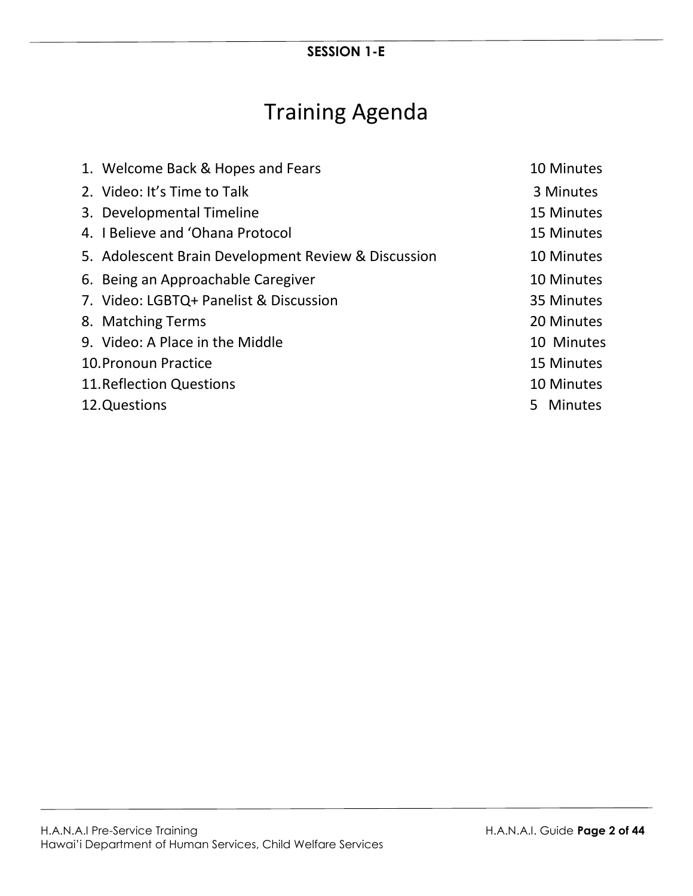**SESSION 1-E**

# Training Agenda

| | |
|---|---|
| 1. Welcome Back & Hopes and Fears | 10 Minutes |
| 2. Video: It's Time to Talk | 3 Minutes |
| 3. Developmental Timeline | 15 Minutes |
| 4. I Believe and 'Ohana Protocol | 15 Minutes |
| 5. Adolescent Brain Development Review & Discussion | 10 Minutes |
| 6. Being an Approachable Caregiver | 10 Minutes |
| 7. Video: LGBTQ+ Panelist & Discussion | 35 Minutes |
| 8. Matching Terms | 20 Minutes |
| 9. Video: A Place in the Middle | 10 Minutes |
| 10. Pronoun Practice | 15 Minutes |
| 11. Reflection Questions | 10 Minutes |
| 12. Questions | 5 Minutes |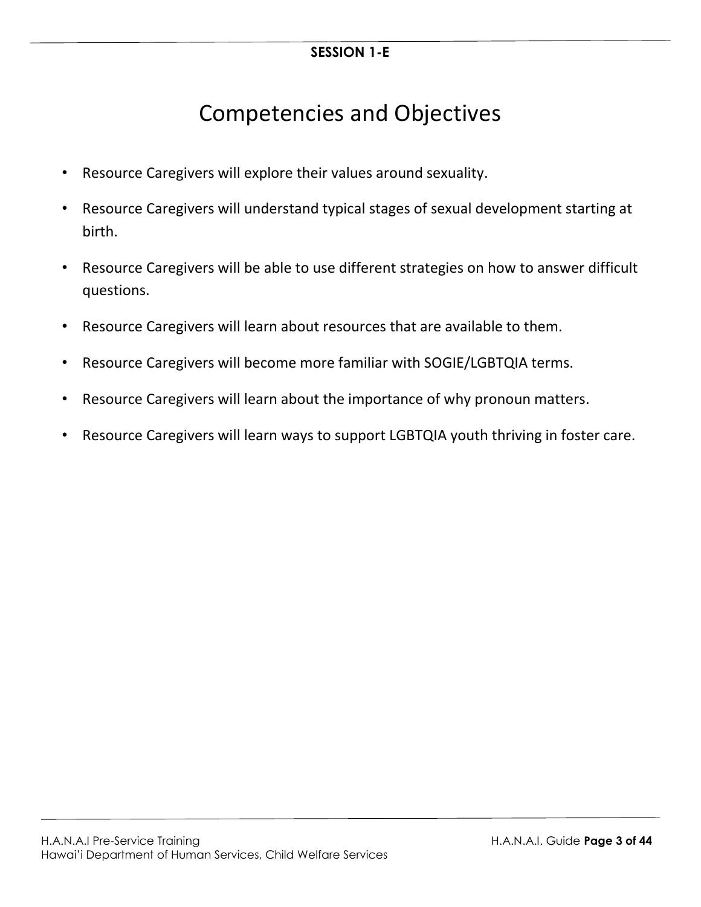**SESSION 1-E**

# Competencies and Objectives

- Resource Caregivers will explore their values around sexuality.
- Resource Caregivers will understand typical stages of sexual development starting at birth.
- Resource Caregivers will be able to use different strategies on how to answer difficult questions.
- Resource Caregivers will learn about resources that are available to them.
- Resource Caregivers will become more familiar with SOGIE/LGBTQIA terms.
- Resource Caregivers will learn about the importance of why pronoun matters.
- Resource Caregivers will learn ways to support LGBTQIA youth thriving in foster care.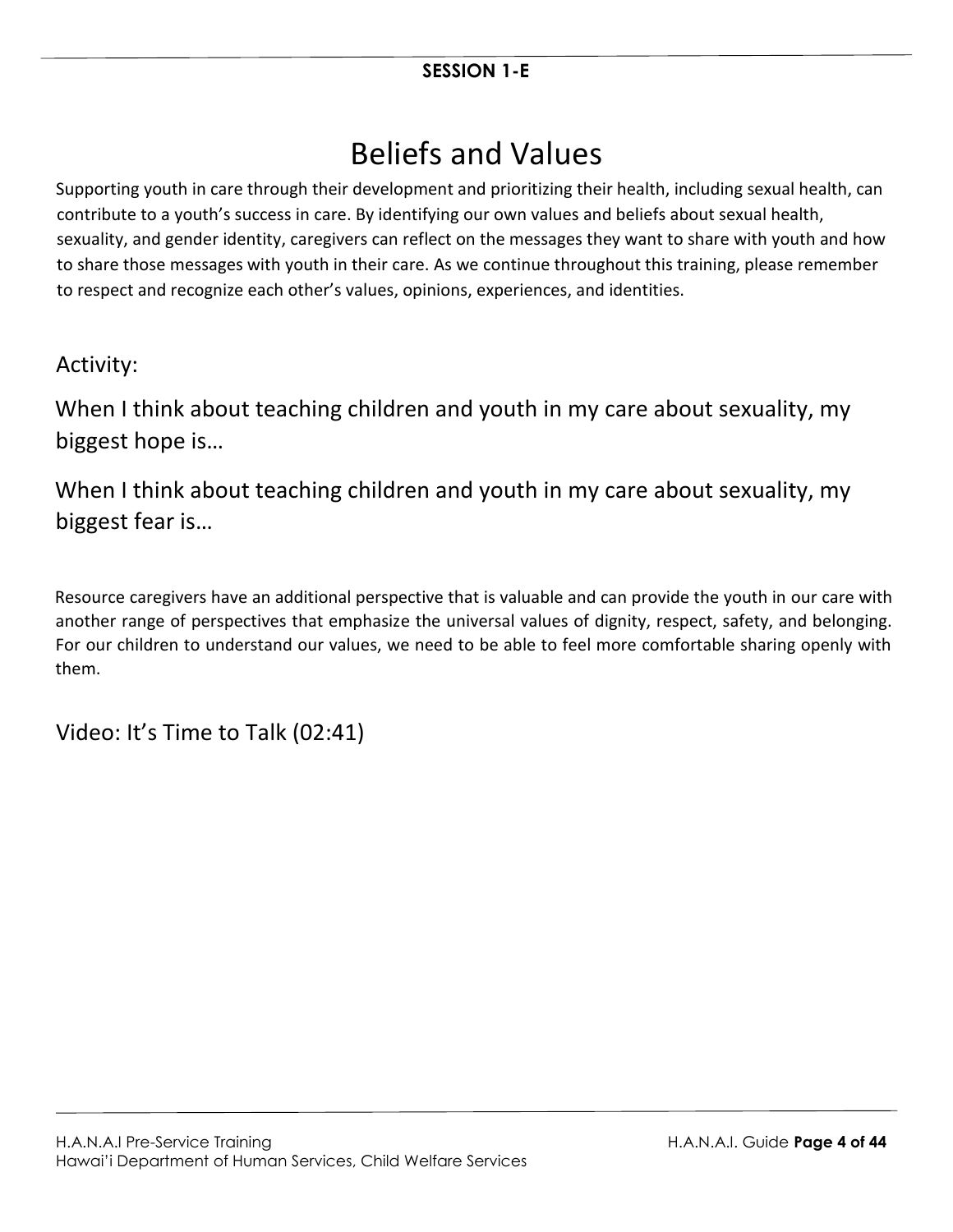**SESSION 1-E**

# Beliefs and Values

Supporting youth in care through their development and prioritizing their health, including sexual health, can contribute to a youth's success in care. By identifying our own values and beliefs about sexual health, sexuality, and gender identity, caregivers can reflect on the messages they want to share with youth and how to share those messages with youth in their care. As we continue throughout this training, please remember to respect and recognize each other's values, opinions, experiences, and identities.

## Activity:

When I think about teaching children and youth in my care about sexuality, my biggest hope is…

When I think about teaching children and youth in my care about sexuality, my biggest fear is…

Resource caregivers have an additional perspective that is valuable and can provide the youth in our care with another range of perspectives that emphasize the universal values of dignity, respect, safety, and belonging. For our children to understand our values, we need to be able to feel more comfortable sharing openly with them.

## Video: It's Time to Talk (02:41)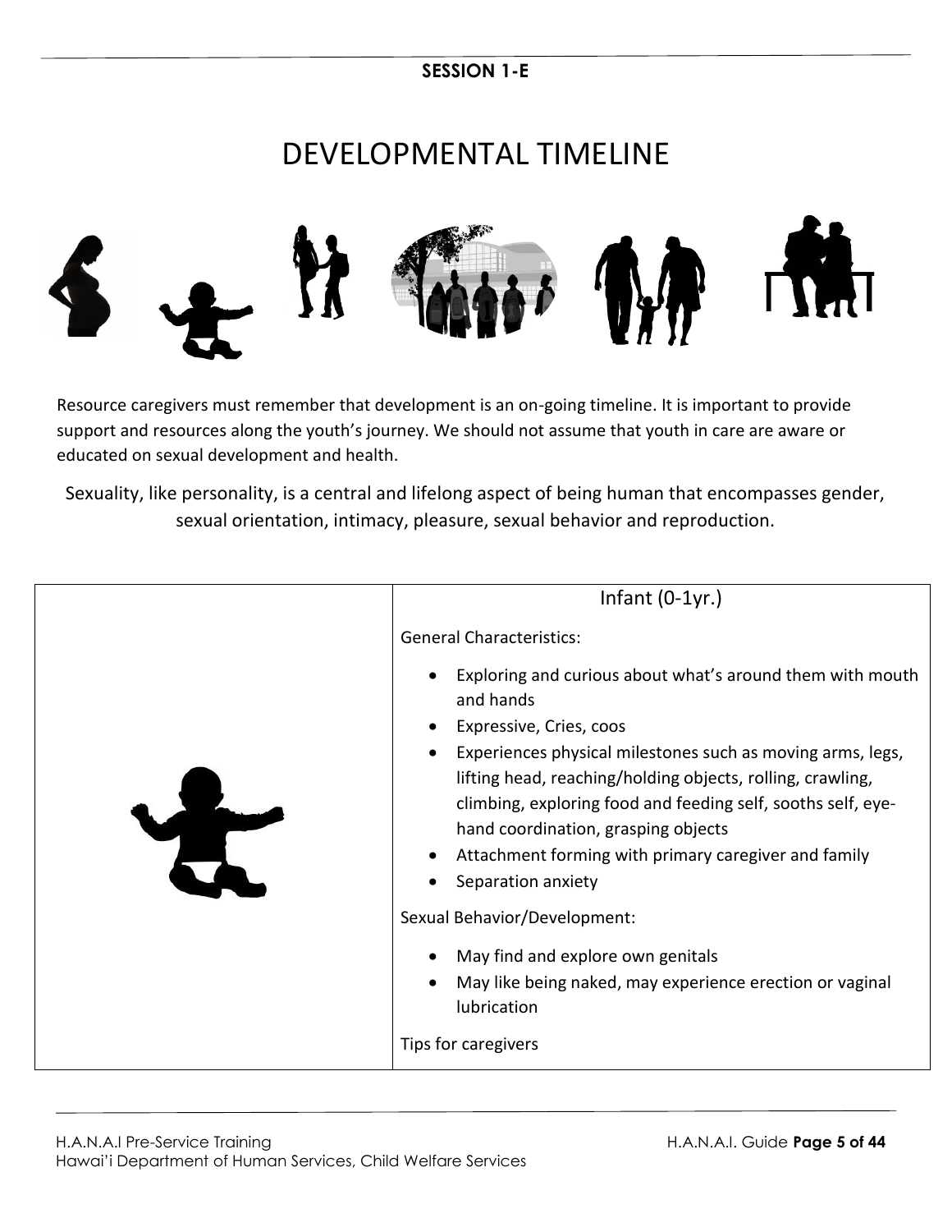**SESSION 1-E**

# DEVELOPMENTAL TIMELINE

Resource caregivers must remember that development is an on-going timeline. It is important to provide support and resources along the youth's journey. We should not assume that youth in care are aware or educated on sexual development and health.

Sexuality, like personality, is a central and lifelong aspect of being human that encompasses gender, sexual orientation, intimacy, pleasure, sexual behavior and reproduction.

| | Infant (0-1yr.) |
|---|---|
| | General Characteristics:<br>• Exploring and curious about what's around them with mouth and hands<br>• Expressive, Cries, coos<br>• Experiences physical milestones such as moving arms, legs, lifting head, reaching/holding objects, rolling, crawling, climbing, exploring food and feeding self, sooths self, eye-hand coordination, grasping objects<br>• Attachment forming with primary caregiver and family<br>• Separation anxiety<br><br>Sexual Behavior/Development:<br>• May find and explore own genitals<br>• May like being naked, may experience erection or vaginal lubrication<br><br>Tips for caregivers |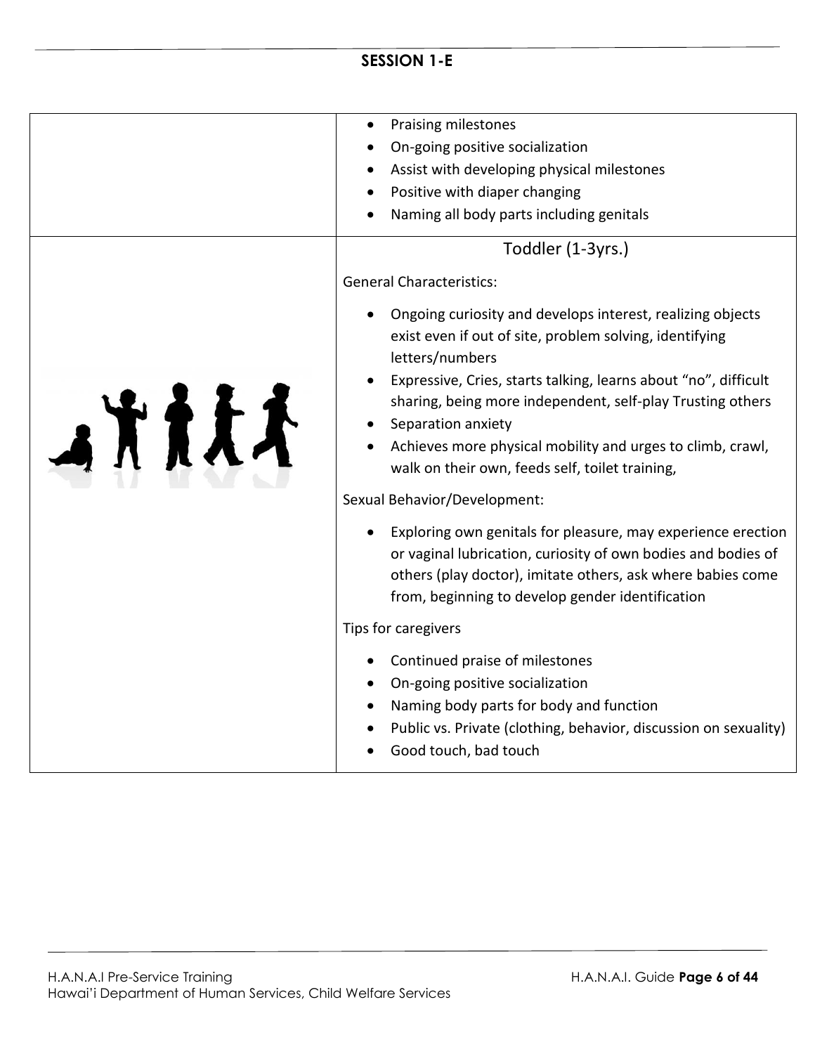## SESSION 1-E

| | |
|---|---|
| | • Praising milestones<br>• On-going positive socialization<br>• Assist with developing physical milestones<br>• Positive with diaper changing<br>• Naming all body parts including genitals |
| | Toddler (1-3yrs.)<br><br>General Characteristics:<br><br>• Ongoing curiosity and develops interest, realizing objects exist even if out of site, problem solving, identifying letters/numbers<br>• Expressive, Cries, starts talking, learns about "no", difficult sharing, being more independent, self-play Trusting others<br>• Separation anxiety<br>• Achieves more physical mobility and urges to climb, crawl, walk on their own, feeds self, toilet training,<br><br>Sexual Behavior/Development:<br><br>• Exploring own genitals for pleasure, may experience erection or vaginal lubrication, curiosity of own bodies and bodies of others (play doctor), imitate others, ask where babies come from, beginning to develop gender identification<br><br>Tips for caregivers<br><br>• Continued praise of milestones<br>• On-going positive socialization<br>• Naming body parts for body and function<br>• Public vs. Private (clothing, behavior, discussion on sexuality)<br>• Good touch, bad touch |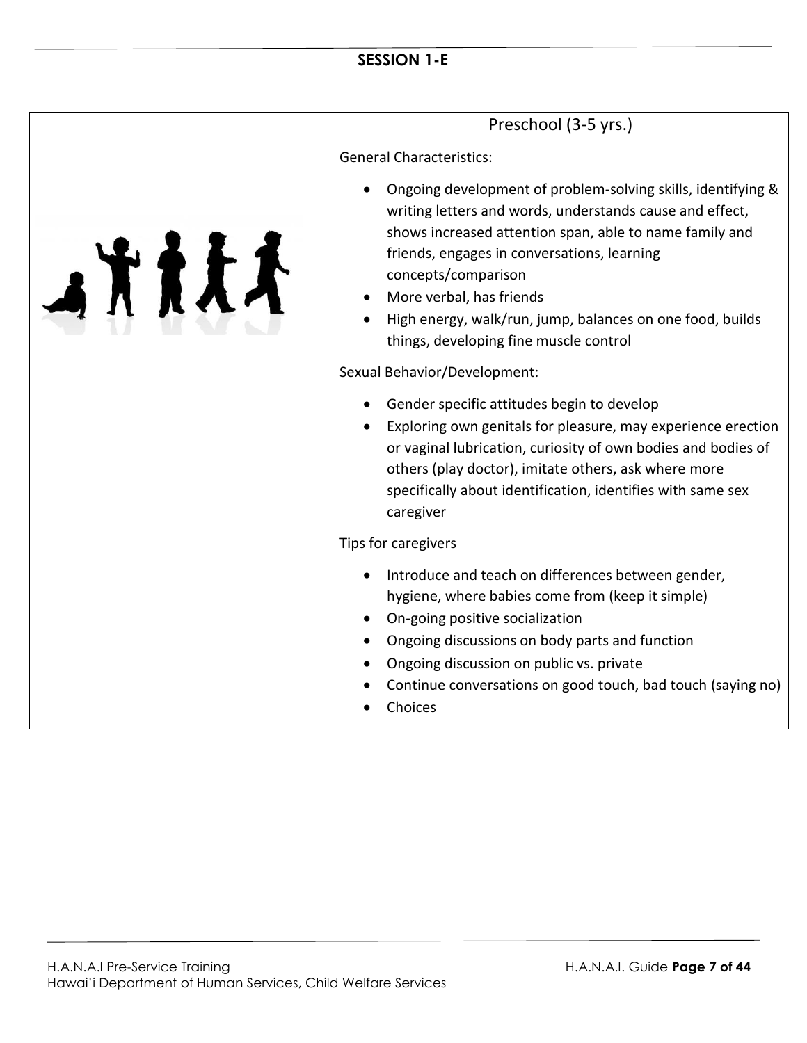# SESSION 1-E

## Preschool (3-5 yrs.)

General Characteristics:

- Ongoing development of problem-solving skills, identifying & writing letters and words, understands cause and effect, shows increased attention span, able to name family and friends, engages in conversations, learning concepts/comparison
- More verbal, has friends
- High energy, walk/run, jump, balances on one food, builds things, developing fine muscle control

Sexual Behavior/Development:

- Gender specific attitudes begin to develop
- Exploring own genitals for pleasure, may experience erection or vaginal lubrication, curiosity of own bodies and bodies of others (play doctor), imitate others, ask where more specifically about identification, identifies with same sex caregiver

Tips for caregivers

- Introduce and teach on differences between gender, hygiene, where babies come from (keep it simple)
- On-going positive socialization
- Ongoing discussions on body parts and function
- Ongoing discussion on public vs. private
- Continue conversations on good touch, bad touch (saying no)
- Choices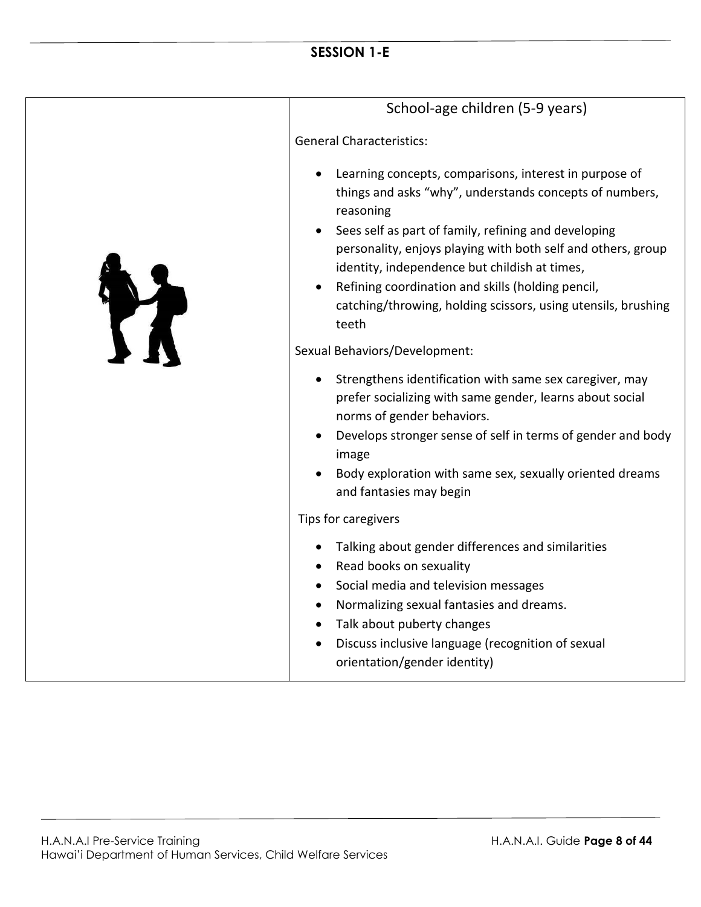## SESSION 1-E

### School-age children (5-9 years)

General Characteristics:

- Learning concepts, comparisons, interest in purpose of things and asks "why", understands concepts of numbers, reasoning
- Sees self as part of family, refining and developing personality, enjoys playing with both self and others, group identity, independence but childish at times,
- Refining coordination and skills (holding pencil, catching/throwing, holding scissors, using utensils, brushing teeth

Sexual Behaviors/Development:

- Strengthens identification with same sex caregiver, may prefer socializing with same gender, learns about social norms of gender behaviors.
- Develops stronger sense of self in terms of gender and body image
- Body exploration with same sex, sexually oriented dreams and fantasies may begin

Tips for caregivers

- Talking about gender differences and similarities
- Read books on sexuality
- Social media and television messages
- Normalizing sexual fantasies and dreams.
- Talk about puberty changes
- Discuss inclusive language (recognition of sexual orientation/gender identity)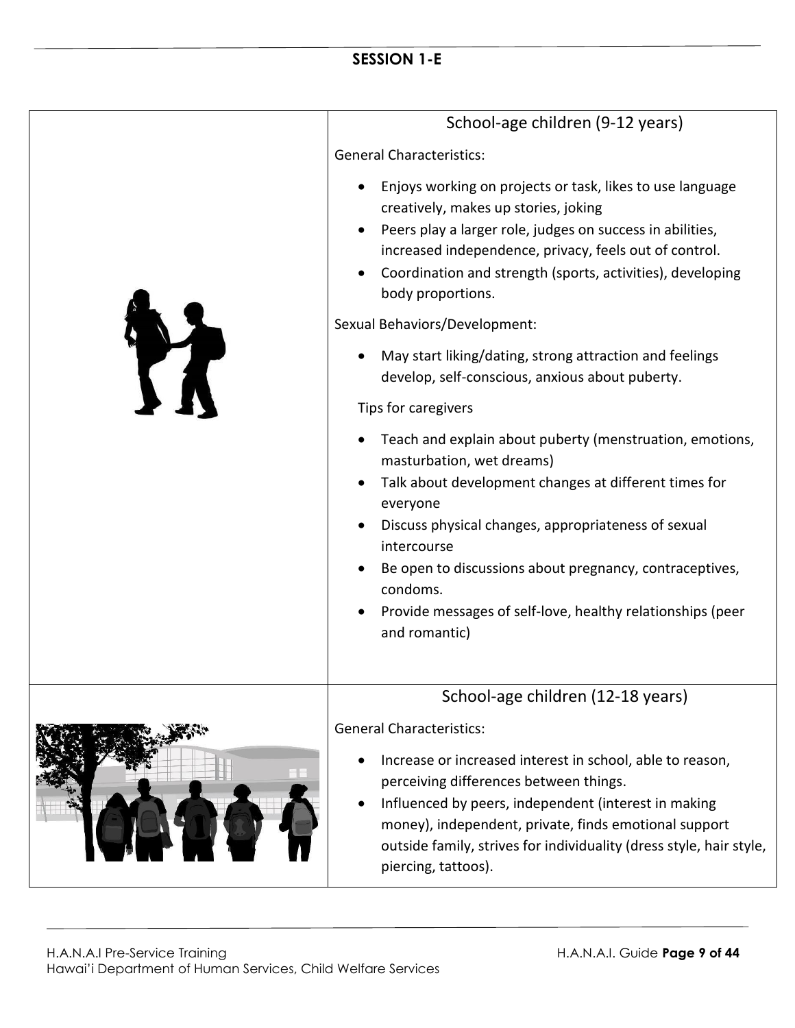## SESSION 1-E

### School-age children (9-12 years)

General Characteristics:

- Enjoys working on projects or task, likes to use language creatively, makes up stories, joking
- Peers play a larger role, judges on success in abilities, increased independence, privacy, feels out of control.
- Coordination and strength (sports, activities), developing body proportions.

Sexual Behaviors/Development:

- May start liking/dating, strong attraction and feelings develop, self-conscious, anxious about puberty.

Tips for caregivers

- Teach and explain about puberty (menstruation, emotions, masturbation, wet dreams)
- Talk about development changes at different times for everyone
- Discuss physical changes, appropriateness of sexual intercourse
- Be open to discussions about pregnancy, contraceptives, condoms.
- Provide messages of self-love, healthy relationships (peer and romantic)

### School-age children (12-18 years)

General Characteristics:

- Increase or increased interest in school, able to reason, perceiving differences between things.
- Influenced by peers, independent (interest in making money), independent, private, finds emotional support outside family, strives for individuality (dress style, hair style, piercing, tattoos).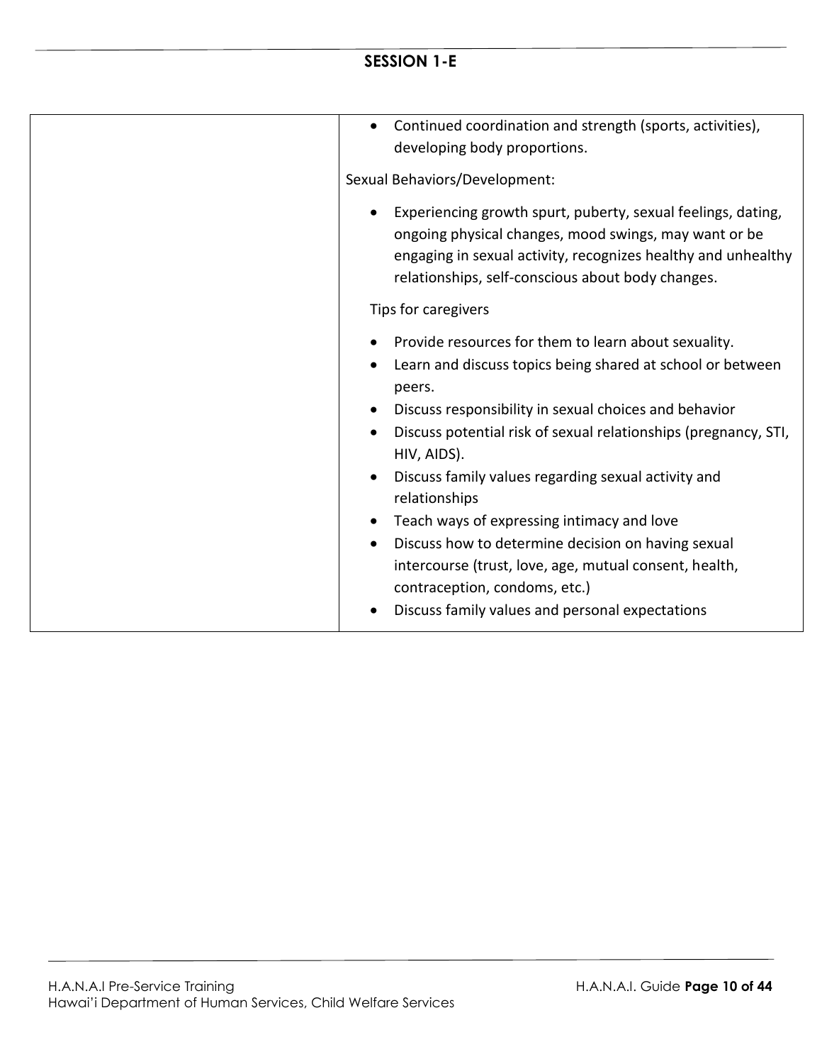## SESSION 1-E

| | |
|---|---|
| | • Continued coordination and strength (sports, activities), developing body proportions.<br><br>Sexual Behaviors/Development:<br><br>• Experiencing growth spurt, puberty, sexual feelings, dating, ongoing physical changes, mood swings, may want or be engaging in sexual activity, recognizes healthy and unhealthy relationships, self-conscious about body changes.<br><br>Tips for caregivers<br><br>• Provide resources for them to learn about sexuality.<br>• Learn and discuss topics being shared at school or between peers.<br>• Discuss responsibility in sexual choices and behavior<br>• Discuss potential risk of sexual relationships (pregnancy, STI, HIV, AIDS).<br>• Discuss family values regarding sexual activity and relationships<br>• Teach ways of expressing intimacy and love<br>• Discuss how to determine decision on having sexual intercourse (trust, love, age, mutual consent, health, contraception, condoms, etc.)<br>• Discuss family values and personal expectations |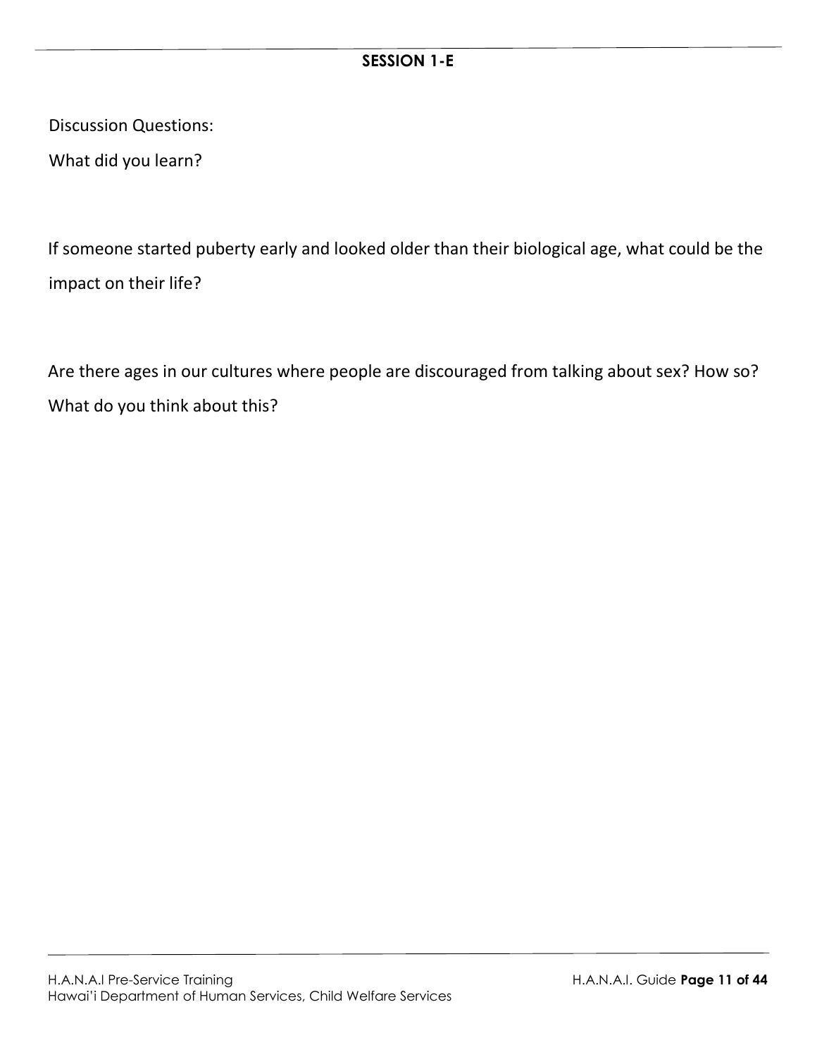**SESSION 1-E**

Discussion Questions:

What did you learn?

If someone started puberty early and looked older than their biological age, what could be the impact on their life?

Are there ages in our cultures where people are discouraged from talking about sex? How so? What do you think about this?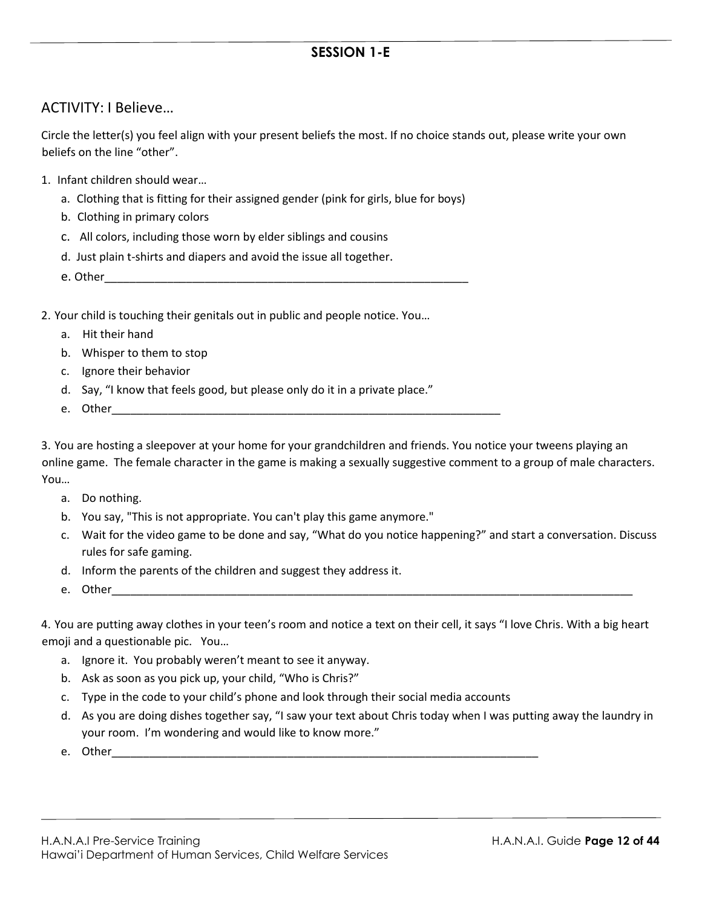## SESSION 1-E

### ACTIVITY: I Believe…

Circle the letter(s) you feel align with your present beliefs the most. If no choice stands out, please write your own beliefs on the line "other".

1. Infant children should wear…
   a. Clothing that is fitting for their assigned gender (pink for girls, blue for boys)
   b. Clothing in primary colors
   c. All colors, including those worn by elder siblings and cousins
   d. Just plain t-shirts and diapers and avoid the issue all together.
   e. Other___________________________________________________________

2. Your child is touching their genitals out in public and people notice. You…
   a. Hit their hand
   b. Whisper to them to stop
   c. Ignore their behavior
   d. Say, "I know that feels good, but please only do it in a private place."
   e. Other_________________________________________________________________

3. You are hosting a sleepover at your home for your grandchildren and friends. You notice your tweens playing an online game. The female character in the game is making a sexually suggestive comment to a group of male characters. You…
   a. Do nothing.
   b. You say, "This is not appropriate. You can't play this game anymore."
   c. Wait for the video game to be done and say, "What do you notice happening?" and start a conversation. Discuss rules for safe gaming.
   d. Inform the parents of the children and suggest they address it.
   e. Other_________________________________________________________________________________________

4. You are putting away clothes in your teen's room and notice a text on their cell, it says "I love Chris. With a big heart emoji and a questionable pic. You…
   a. Ignore it. You probably weren't meant to see it anyway.
   b. Ask as soon as you pick up, your child, "Who is Chris?"
   c. Type in the code to your child's phone and look through their social media accounts
   d. As you are doing dishes together say, "I saw your text about Chris today when I was putting away the laundry in your room. I'm wondering and would like to know more."
   e. Other________________________________________________________________________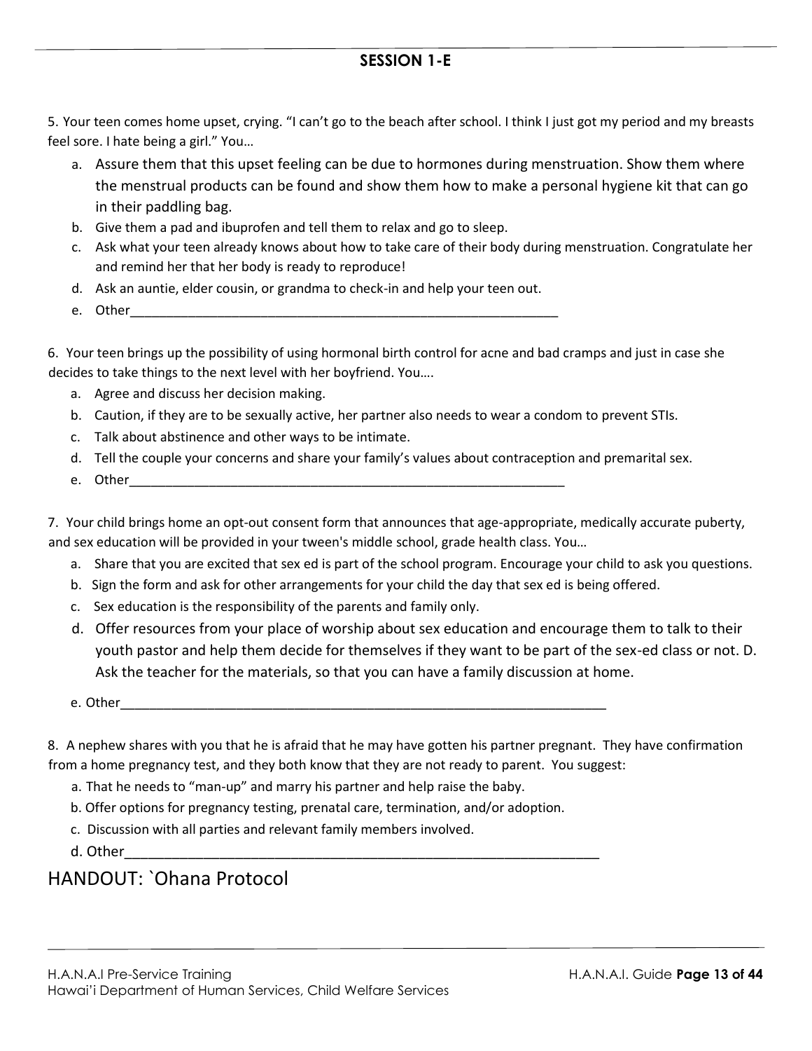## SESSION 1-E

5. Your teen comes home upset, crying. "I can't go to the beach after school. I think I just got my period and my breasts feel sore. I hate being a girl." You…

   a. Assure them that this upset feeling can be due to hormones during menstruation. Show them where the menstrual products can be found and show them how to make a personal hygiene kit that can go in their paddling bag.
   b. Give them a pad and ibuprofen and tell them to relax and go to sleep.
   c. Ask what your teen already knows about how to take care of their body during menstruation. Congratulate her and remind her that her body is ready to reproduce!
   d. Ask an auntie, elder cousin, or grandma to check-in and help your teen out.
   e. Other_______________________________________________________________

6. Your teen brings up the possibility of using hormonal birth control for acne and bad cramps and just in case she decides to take things to the next level with her boyfriend. You….

   a. Agree and discuss her decision making.
   b. Caution, if they are to be sexually active, her partner also needs to wear a condom to prevent STIs.
   c. Talk about abstinence and other ways to be intimate.
   d. Tell the couple your concerns and share your family's values about contraception and premarital sex.
   e. Other_______________________________________________________________

7. Your child brings home an opt-out consent form that announces that age-appropriate, medically accurate puberty, and sex education will be provided in your tween's middle school, grade health class. You…

   a. Share that you are excited that sex ed is part of the school program. Encourage your child to ask you questions.
   b. Sign the form and ask for other arrangements for your child the day that sex ed is being offered.
   c. Sex education is the responsibility of the parents and family only.
   d. Offer resources from your place of worship about sex education and encourage them to talk to their youth pastor and help them decide for themselves if they want to be part of the sex-ed class or not. D. Ask the teacher for the materials, so that you can have a family discussion at home.
   e. Other_______________________________________________________________

8. A nephew shares with you that he is afraid that he may have gotten his partner pregnant. They have confirmation from a home pregnancy test, and they both know that they are not ready to parent. You suggest:

   a. That he needs to "man-up" and marry his partner and help raise the baby.
   b. Offer options for pregnancy testing, prenatal care, termination, and/or adoption.
   c. Discussion with all parties and relevant family members involved.
   d. Other_______________________________________________________________

# HANDOUT: `Ohana Protocol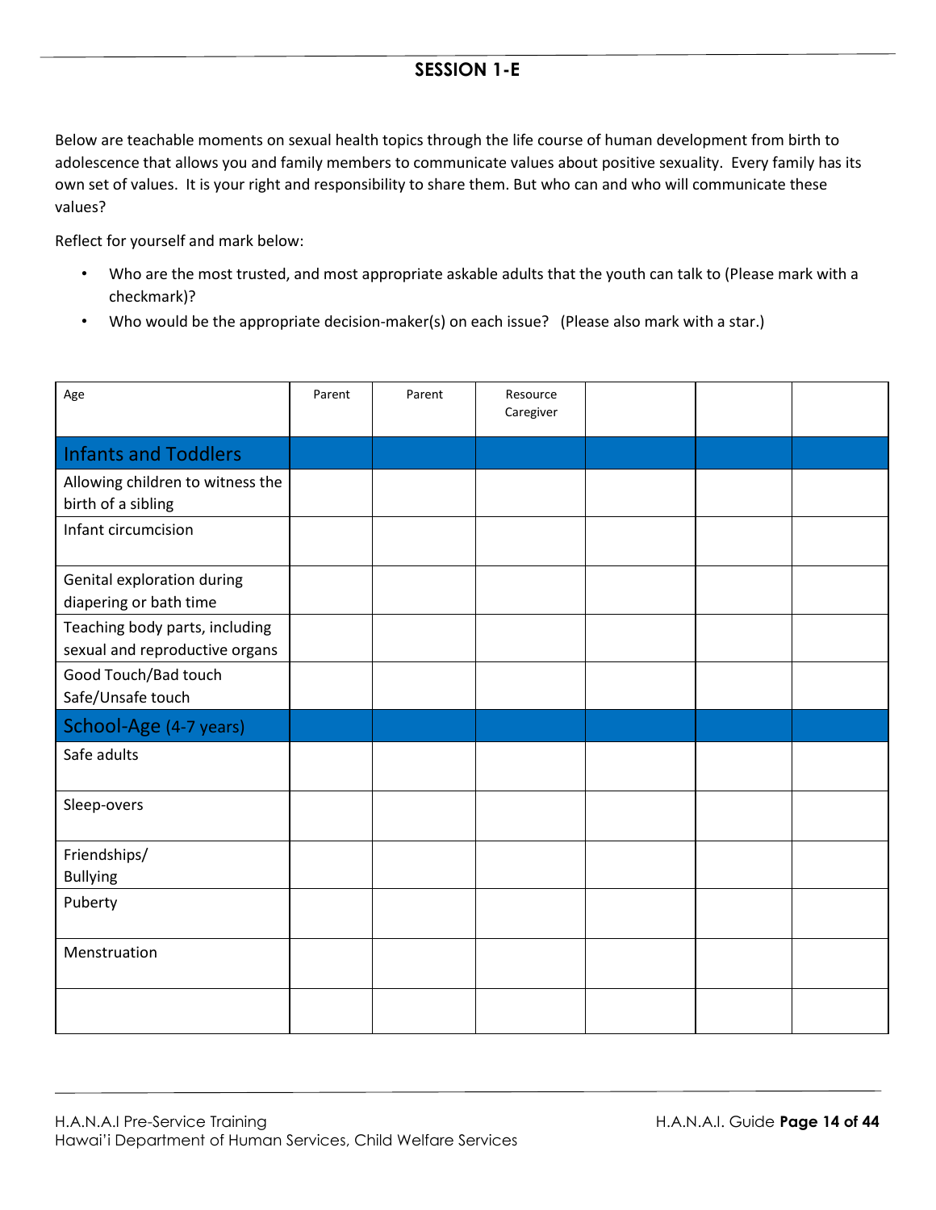## SESSION 1-E

Below are teachable moments on sexual health topics through the life course of human development from birth to adolescence that allows you and family members to communicate values about positive sexuality. Every family has its own set of values. It is your right and responsibility to share them. But who can and who will communicate these values?

Reflect for yourself and mark below:

- Who are the most trusted, and most appropriate askable adults that the youth can talk to (Please mark with a checkmark)?
- Who would be the appropriate decision-maker(s) on each issue? (Please also mark with a star.)

| Age | Parent | Parent | Resource Caregiver | | | |
|---|---|---|---|---|---|---|
| **Infants and Toddlers** | | | | | | |
| Allowing children to witness the birth of a sibling | | | | | | |
| Infant circumcision | | | | | | |
| Genital exploration during diapering or bath time | | | | | | |
| Teaching body parts, including sexual and reproductive organs | | | | | | |
| Good Touch/Bad touch Safe/Unsafe touch | | | | | | |
| **School-Age** (4-7 years) | | | | | | |
| Safe adults | | | | | | |
| Sleep-overs | | | | | | |
| Friendships/ Bullying | | | | | | |
| Puberty | | | | | | |
| Menstruation | | | | | | |
| | | | | | | |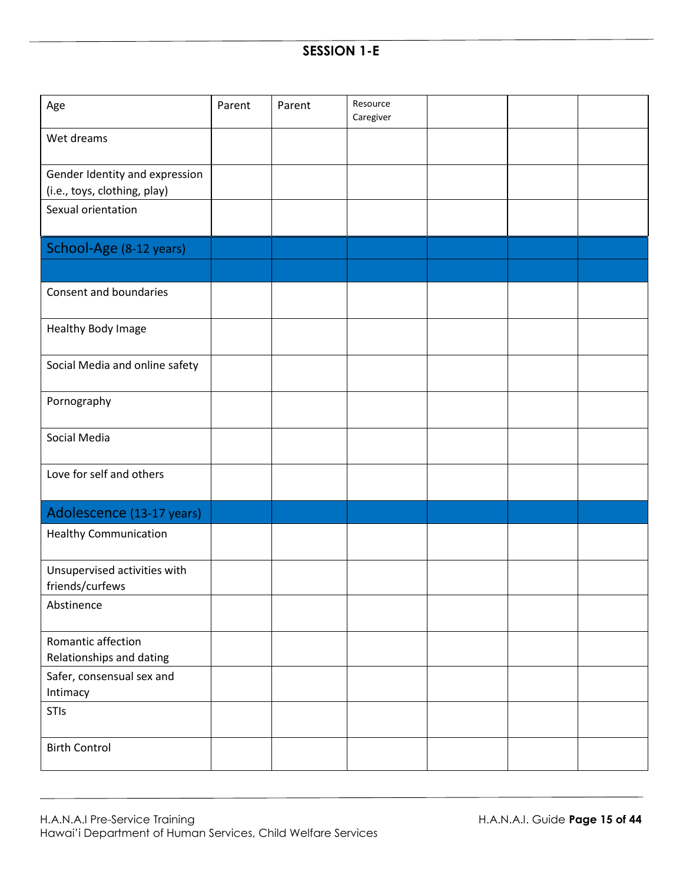## SESSION 1-E

| Age | Parent | Parent | Resource Caregiver | | | |
|---|---|---|---|---|---|---|
| Wet dreams | | | | | | |
| Gender Identity and expression (i.e., toys, clothing, play) | | | | | | |
| Sexual orientation | | | | | | |
| School-Age (8-12 years) | | | | | | |
| | | | | | | |
| Consent and boundaries | | | | | | |
| Healthy Body Image | | | | | | |
| Social Media and online safety | | | | | | |
| Pornography | | | | | | |
| Social Media | | | | | | |
| Love for self and others | | | | | | |
| Adolescence (13-17 years) | | | | | | |
| Healthy Communication | | | | | | |
| Unsupervised activities with friends/curfews | | | | | | |
| Abstinence | | | | | | |
| Romantic affection Relationships and dating | | | | | | |
| Safer, consensual sex and Intimacy | | | | | | |
| STIs | | | | | | |
| Birth Control | | | | | | |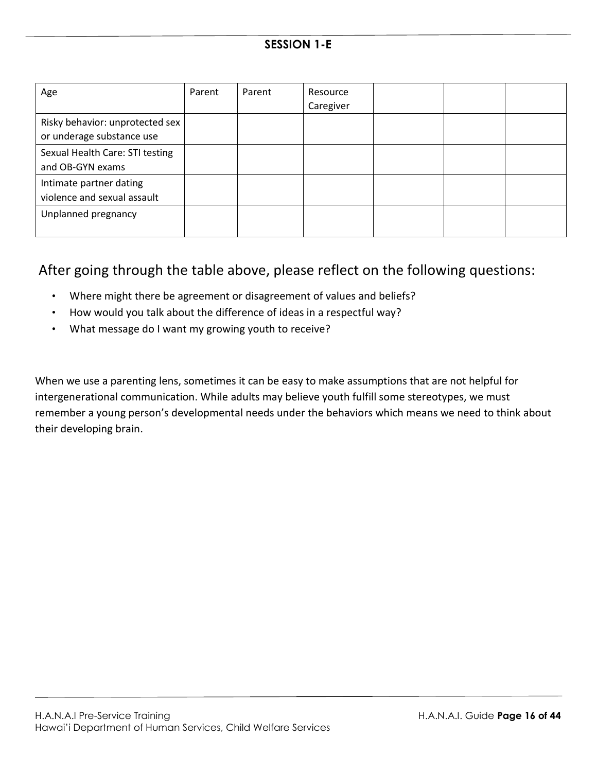**SESSION 1-E**

| Age | Parent | Parent | Resource Caregiver | | | |
|---|---|---|---|---|---|---|
| Risky behavior: unprotected sex or underage substance use | | | | | | |
| Sexual Health Care: STI testing and OB-GYN exams | | | | | | |
| Intimate partner dating violence and sexual assault | | | | | | |
| Unplanned pregnancy | | | | | | |

## After going through the table above, please reflect on the following questions:

- Where might there be agreement or disagreement of values and beliefs?
- How would you talk about the difference of ideas in a respectful way?
- What message do I want my growing youth to receive?

When we use a parenting lens, sometimes it can be easy to make assumptions that are not helpful for intergenerational communication. While adults may believe youth fulfill some stereotypes, we must remember a young person's developmental needs under the behaviors which means we need to think about their developing brain.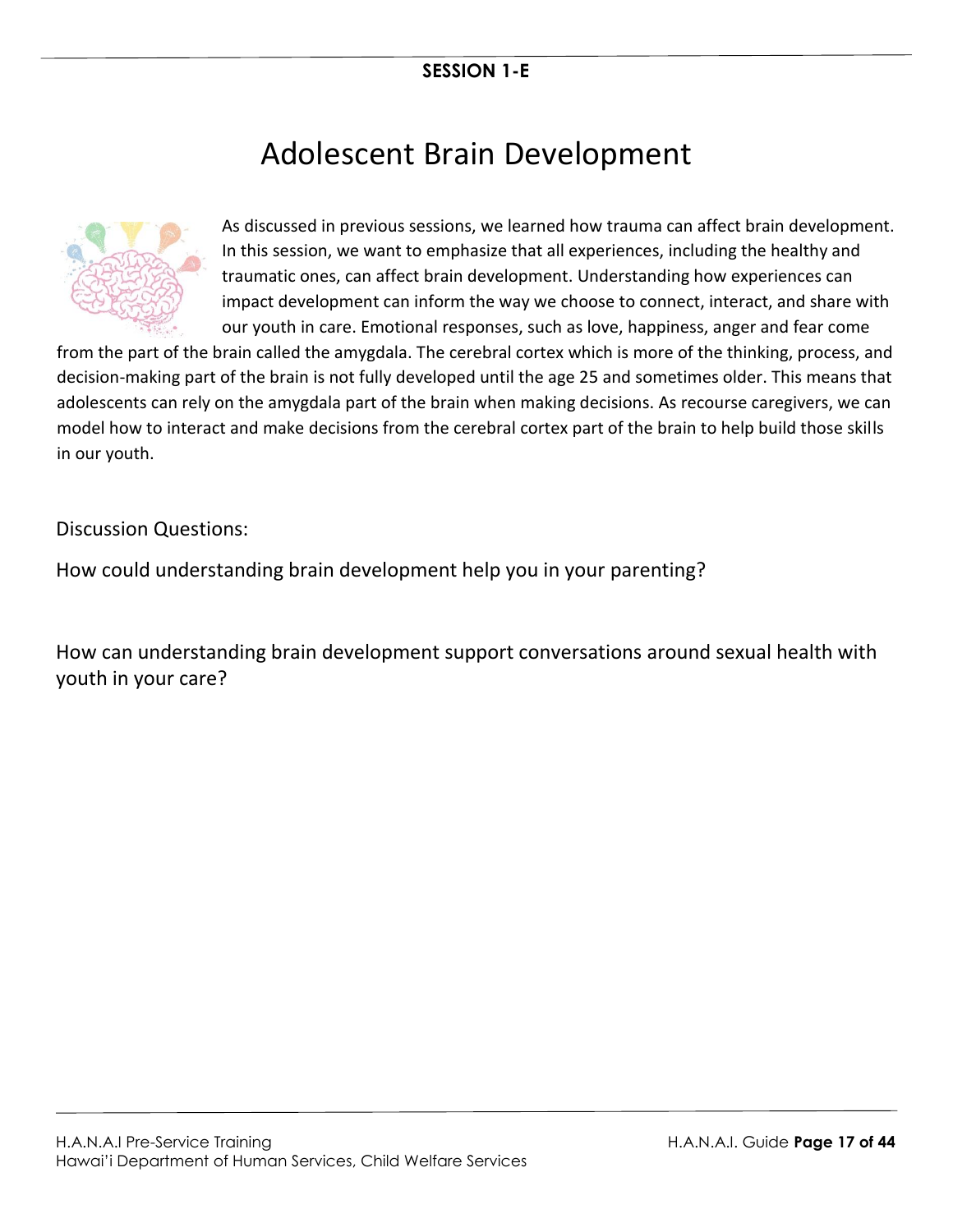**SESSION 1-E**

# Adolescent Brain Development

As discussed in previous sessions, we learned how trauma can affect brain development. In this session, we want to emphasize that all experiences, including the healthy and traumatic ones, can affect brain development. Understanding how experiences can impact development can inform the way we choose to connect, interact, and share with our youth in care. Emotional responses, such as love, happiness, anger and fear come from the part of the brain called the amygdala. The cerebral cortex which is more of the thinking, process, and decision-making part of the brain is not fully developed until the age 25 and sometimes older. This means that adolescents can rely on the amygdala part of the brain when making decisions. As recourse caregivers, we can model how to interact and make decisions from the cerebral cortex part of the brain to help build those skills in our youth.

Discussion Questions:

How could understanding brain development help you in your parenting?

How can understanding brain development support conversations around sexual health with youth in your care?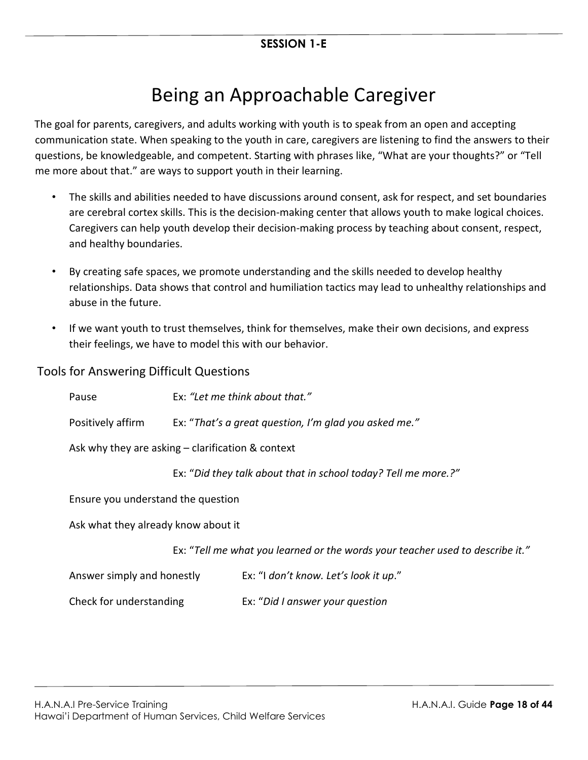**SESSION 1-E**

# Being an Approachable Caregiver

The goal for parents, caregivers, and adults working with youth is to speak from an open and accepting communication state. When speaking to the youth in care, caregivers are listening to find the answers to their questions, be knowledgeable, and competent. Starting with phrases like, "What are your thoughts?" or "Tell me more about that." are ways to support youth in their learning.

- The skills and abilities needed to have discussions around consent, ask for respect, and set boundaries are cerebral cortex skills. This is the decision-making center that allows youth to make logical choices. Caregivers can help youth develop their decision-making process by teaching about consent, respect, and healthy boundaries.
- By creating safe spaces, we promote understanding and the skills needed to develop healthy relationships. Data shows that control and humiliation tactics may lead to unhealthy relationships and abuse in the future.
- If we want youth to trust themselves, think for themselves, make their own decisions, and express their feelings, we have to model this with our behavior.

## Tools for Answering Difficult Questions

Pause  Ex: *"Let me think about that."*

Positively affirm  Ex: "*That's a great question, I'm glad you asked me."*

Ask why they are asking – clarification & context

Ex: "*Did they talk about that in school today? Tell me more.?"*

Ensure you understand the question

Ask what they already know about it

Ex: "*Tell me what you learned or the words your teacher used to describe it."*

Answer simply and honestly  Ex: "I *don't know. Let's look it up*."

Check for understanding  Ex: "*Did I answer your question*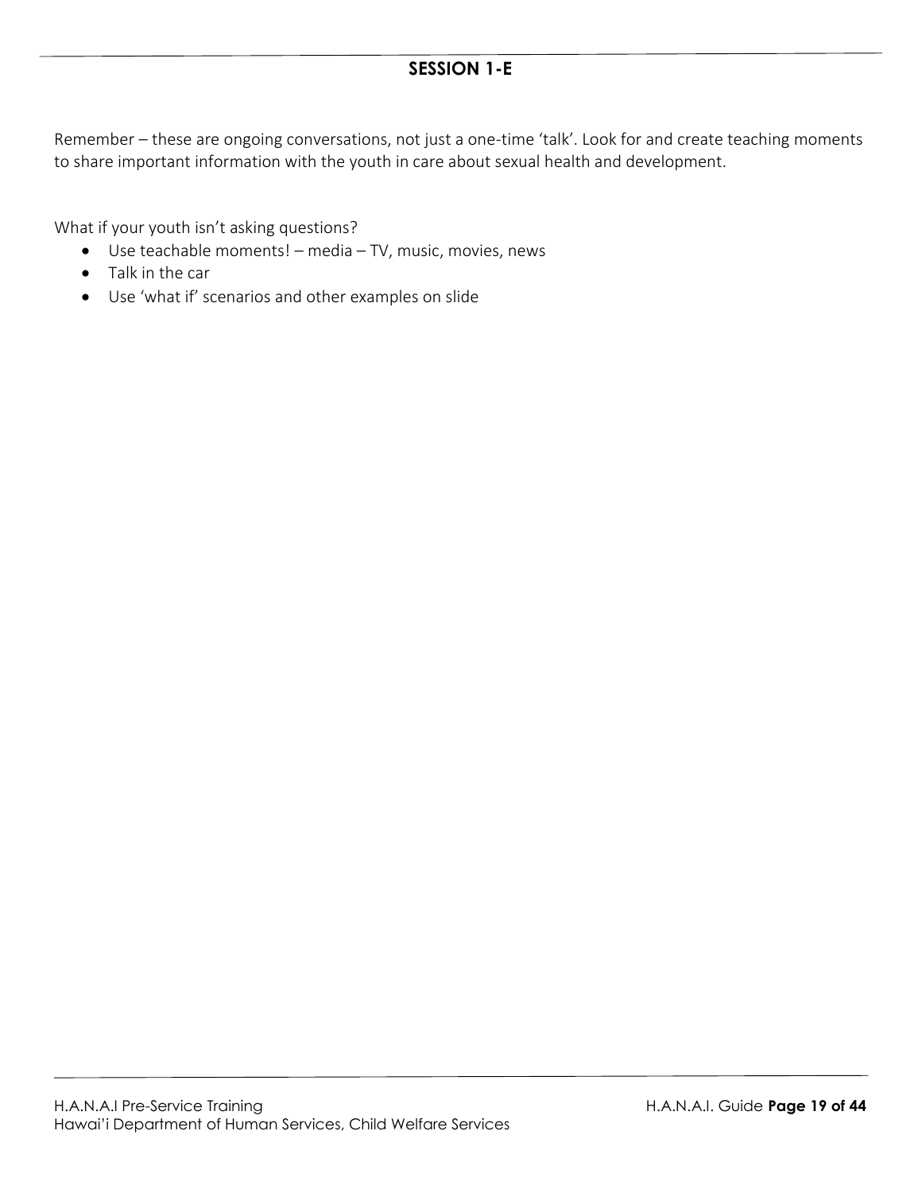## SESSION 1-E

Remember – these are ongoing conversations, not just a one-time 'talk'. Look for and create teaching moments to share important information with the youth in care about sexual health and development.

What if your youth isn't asking questions?

- Use teachable moments! – media – TV, music, movies, news
- Talk in the car
- Use 'what if' scenarios and other examples on slide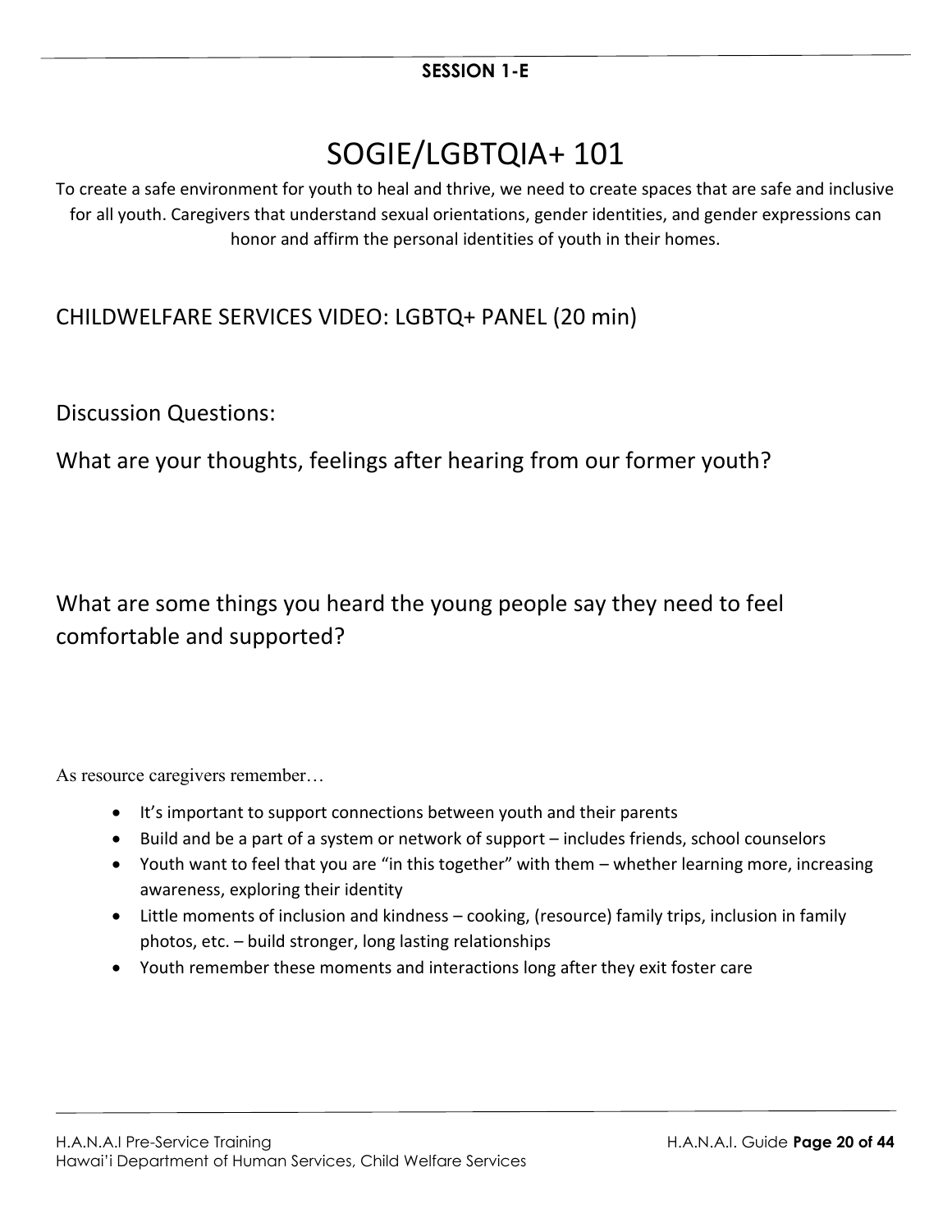**SESSION 1-E**

# SOGIE/LGBTQIA+ 101

To create a safe environment for youth to heal and thrive, we need to create spaces that are safe and inclusive for all youth. Caregivers that understand sexual orientations, gender identities, and gender expressions can honor and affirm the personal identities of youth in their homes.

## CHILDWELFARE SERVICES VIDEO: LGBTQ+ PANEL (20 min)

Discussion Questions:

What are your thoughts, feelings after hearing from our former youth?

What are some things you heard the young people say they need to feel comfortable and supported?

As resource caregivers remember…

- It's important to support connections between youth and their parents
- Build and be a part of a system or network of support – includes friends, school counselors
- Youth want to feel that you are "in this together" with them – whether learning more, increasing awareness, exploring their identity
- Little moments of inclusion and kindness – cooking, (resource) family trips, inclusion in family photos, etc. – build stronger, long lasting relationships
- Youth remember these moments and interactions long after they exit foster care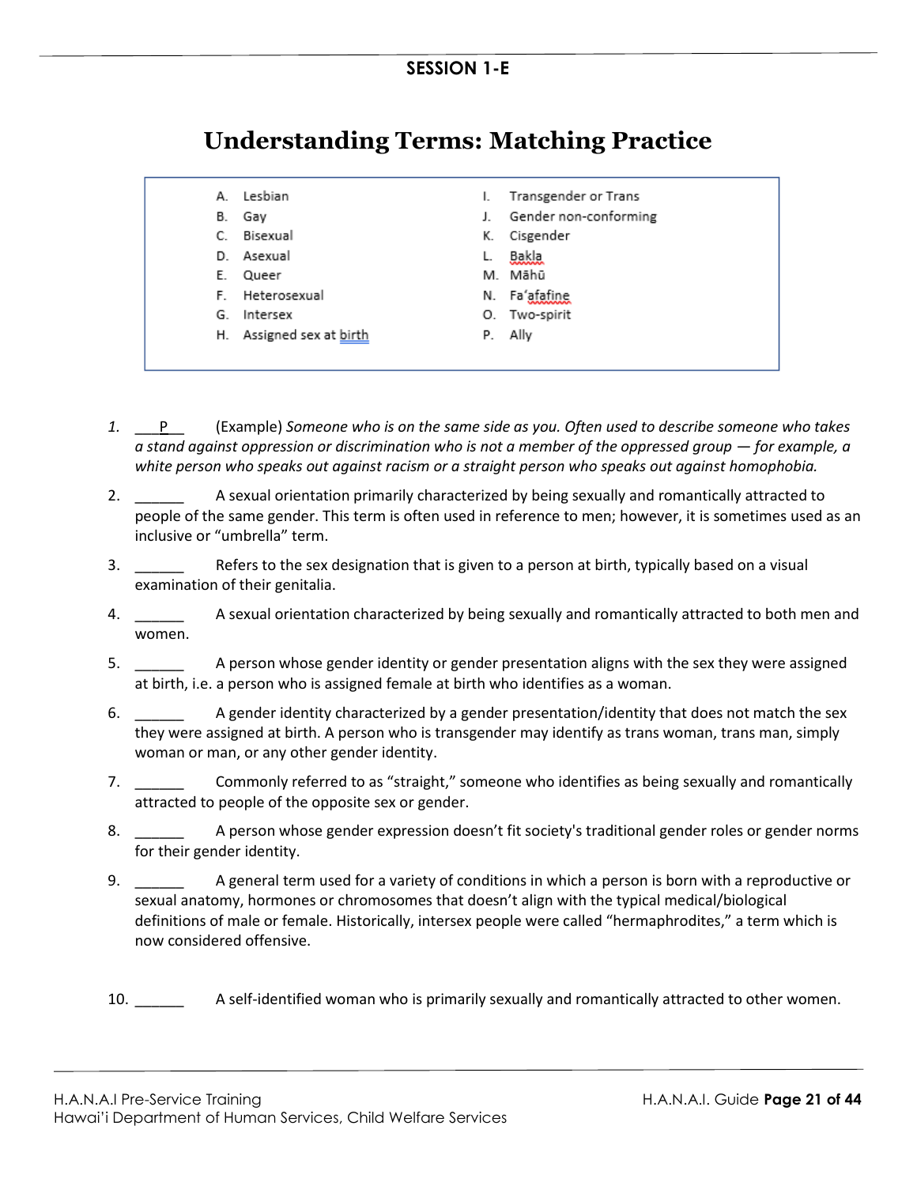**SESSION 1-E**

# Understanding Terms: Matching Practice

A. Lesbian
B. Gay
C. Bisexual
D. Asexual
E. Queer
F. Heterosexual
G. Intersex
H. Assigned sex at birth
I. Transgender or Trans
J. Gender non-conforming
K. Cisgender
L. Bakla
M. Māhū
N. Fa'afafine
O. Two-spirit
P. Ally

1. ___P___ (Example) *Someone who is on the same side as you. Often used to describe someone who takes a stand against oppression or discrimination who is not a member of the oppressed group — for example, a white person who speaks out against racism or a straight person who speaks out against homophobia.*

2. ______ A sexual orientation primarily characterized by being sexually and romantically attracted to people of the same gender. This term is often used in reference to men; however, it is sometimes used as an inclusive or "umbrella" term.

3. ______ Refers to the sex designation that is given to a person at birth, typically based on a visual examination of their genitalia.

4. ______ A sexual orientation characterized by being sexually and romantically attracted to both men and women.

5. ______ A person whose gender identity or gender presentation aligns with the sex they were assigned at birth, i.e. a person who is assigned female at birth who identifies as a woman.

6. ______ A gender identity characterized by a gender presentation/identity that does not match the sex they were assigned at birth. A person who is transgender may identify as trans woman, trans man, simply woman or man, or any other gender identity.

7. ______ Commonly referred to as "straight," someone who identifies as being sexually and romantically attracted to people of the opposite sex or gender.

8. ______ A person whose gender expression doesn't fit society's traditional gender roles or gender norms for their gender identity.

9. ______ A general term used for a variety of conditions in which a person is born with a reproductive or sexual anatomy, hormones or chromosomes that doesn't align with the typical medical/biological definitions of male or female. Historically, intersex people were called "hermaphrodites," a term which is now considered offensive.

10. ______ A self-identified woman who is primarily sexually and romantically attracted to other women.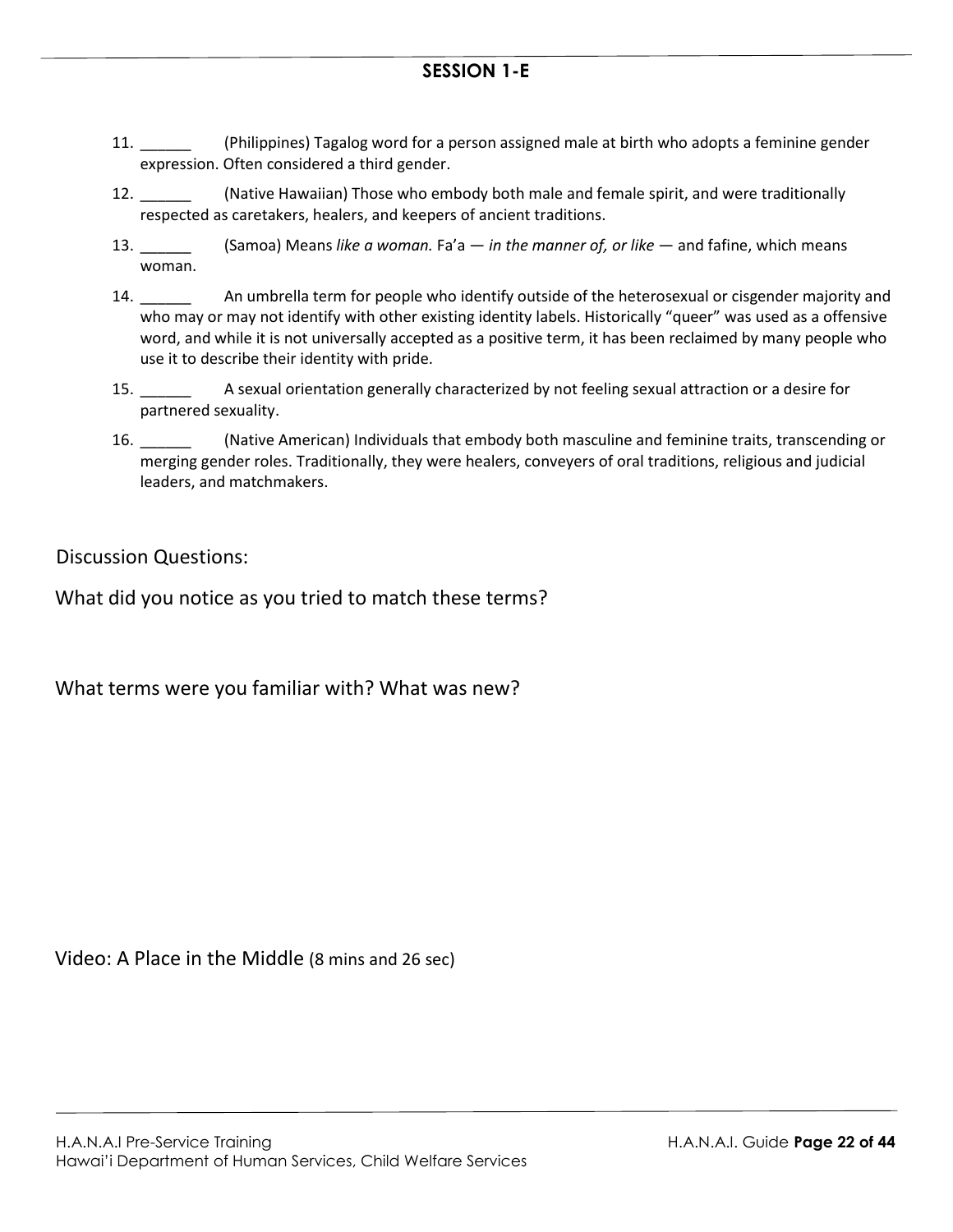## SESSION 1-E

11. ______ (Philippines) Tagalog word for a person assigned male at birth who adopts a feminine gender expression. Often considered a third gender.
12. ______ (Native Hawaiian) Those who embody both male and female spirit, and were traditionally respected as caretakers, healers, and keepers of ancient traditions.
13. ______ (Samoa) Means *like a woman.* Fa'a — *in the manner of, or like* — and fafine, which means woman.
14. ______ An umbrella term for people who identify outside of the heterosexual or cisgender majority and who may or may not identify with other existing identity labels. Historically "queer" was used as a offensive word, and while it is not universally accepted as a positive term, it has been reclaimed by many people who use it to describe their identity with pride.
15. ______ A sexual orientation generally characterized by not feeling sexual attraction or a desire for partnered sexuality.
16. ______ (Native American) Individuals that embody both masculine and feminine traits, transcending or merging gender roles. Traditionally, they were healers, conveyers of oral traditions, religious and judicial leaders, and matchmakers.

Discussion Questions:

What did you notice as you tried to match these terms?

What terms were you familiar with? What was new?

Video: A Place in the Middle (8 mins and 26 sec)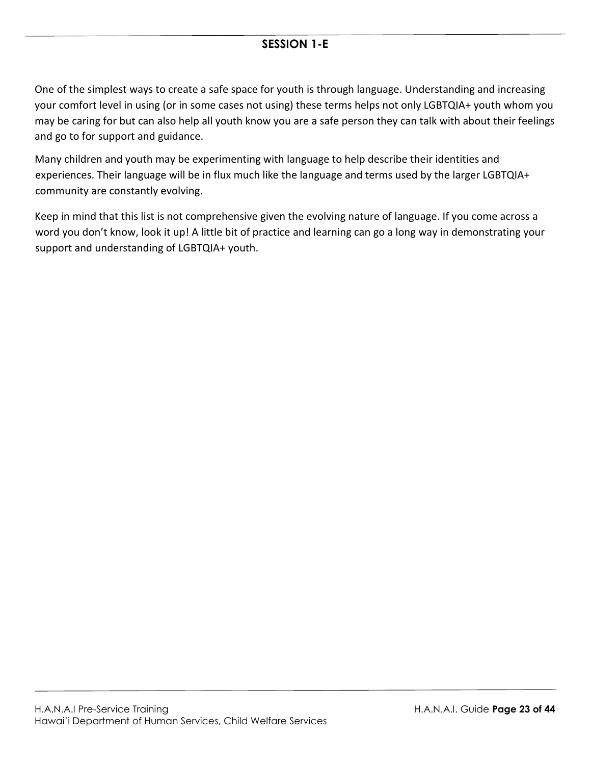## SESSION 1-E

One of the simplest ways to create a safe space for youth is through language. Understanding and increasing your comfort level in using (or in some cases not using) these terms helps not only LGBTQIA+ youth whom you may be caring for but can also help all youth know you are a safe person they can talk with about their feelings and go to for support and guidance.

Many children and youth may be experimenting with language to help describe their identities and experiences. Their language will be in flux much like the language and terms used by the larger LGBTQIA+ community are constantly evolving.

Keep in mind that this list is not comprehensive given the evolving nature of language. If you come across a word you don't know, look it up! A little bit of practice and learning can go a long way in demonstrating your support and understanding of LGBTQIA+ youth.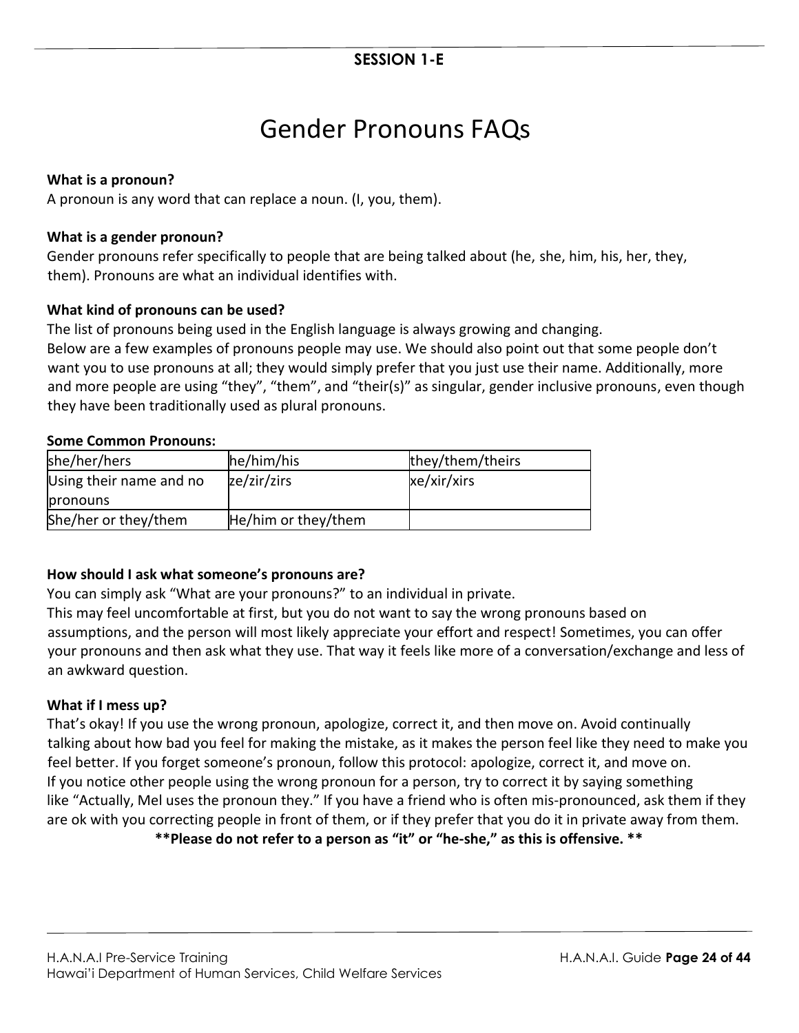**SESSION 1-E**

# Gender Pronouns FAQs

**What is a pronoun?**

A pronoun is any word that can replace a noun. (I, you, them).

**What is a gender pronoun?**

Gender pronouns refer specifically to people that are being talked about (he, she, him, his, her, they, them). Pronouns are what an individual identifies with.

**What kind of pronouns can be used?**

The list of pronouns being used in the English language is always growing and changing.
Below are a few examples of pronouns people may use. We should also point out that some people don't want you to use pronouns at all; they would simply prefer that you just use their name. Additionally, more and more people are using "they", "them", and "their(s)" as singular, gender inclusive pronouns, even though they have been traditionally used as plural pronouns.

**Some Common Pronouns:**

| she/her/hers | he/him/his | they/them/theirs |
|---|---|---|
| Using their name and no pronouns | ze/zir/zirs | xe/xir/xirs |
| She/her or they/them | He/him or they/them | |

**How should I ask what someone's pronouns are?**

You can simply ask "What are your pronouns?" to an individual in private.
This may feel uncomfortable at first, but you do not want to say the wrong pronouns based on assumptions, and the person will most likely appreciate your effort and respect! Sometimes, you can offer your pronouns and then ask what they use. That way it feels like more of a conversation/exchange and less of an awkward question.

**What if I mess up?**

That's okay! If you use the wrong pronoun, apologize, correct it, and then move on. Avoid continually talking about how bad you feel for making the mistake, as it makes the person feel like they need to make you feel better. If you forget someone's pronoun, follow this protocol: apologize, correct it, and move on.
If you notice other people using the wrong pronoun for a person, try to correct it by saying something like "Actually, Mel uses the pronoun they." If you have a friend who is often mis-pronounced, ask them if they are ok with you correcting people in front of them, or if they prefer that you do it in private away from them.

****Please do not refer to a person as "it" or "he-she," as this is offensive. ****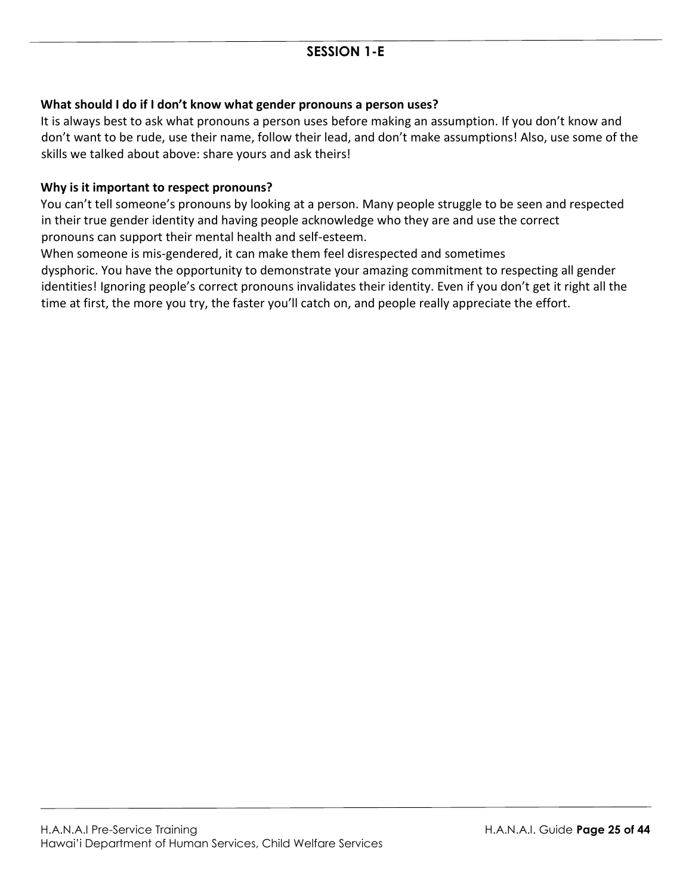## SESSION 1-E

**What should I do if I don't know what gender pronouns a person uses?**

It is always best to ask what pronouns a person uses before making an assumption. If you don't know and don't want to be rude, use their name, follow their lead, and don't make assumptions! Also, use some of the skills we talked about above: share yours and ask theirs!

**Why is it important to respect pronouns?**

You can't tell someone's pronouns by looking at a person. Many people struggle to be seen and respected in their true gender identity and having people acknowledge who they are and use the correct pronouns can support their mental health and self-esteem.

When someone is mis-gendered, it can make them feel disrespected and sometimes dysphoric. You have the opportunity to demonstrate your amazing commitment to respecting all gender identities! Ignoring people's correct pronouns invalidates their identity. Even if you don't get it right all the time at first, the more you try, the faster you'll catch on, and people really appreciate the effort.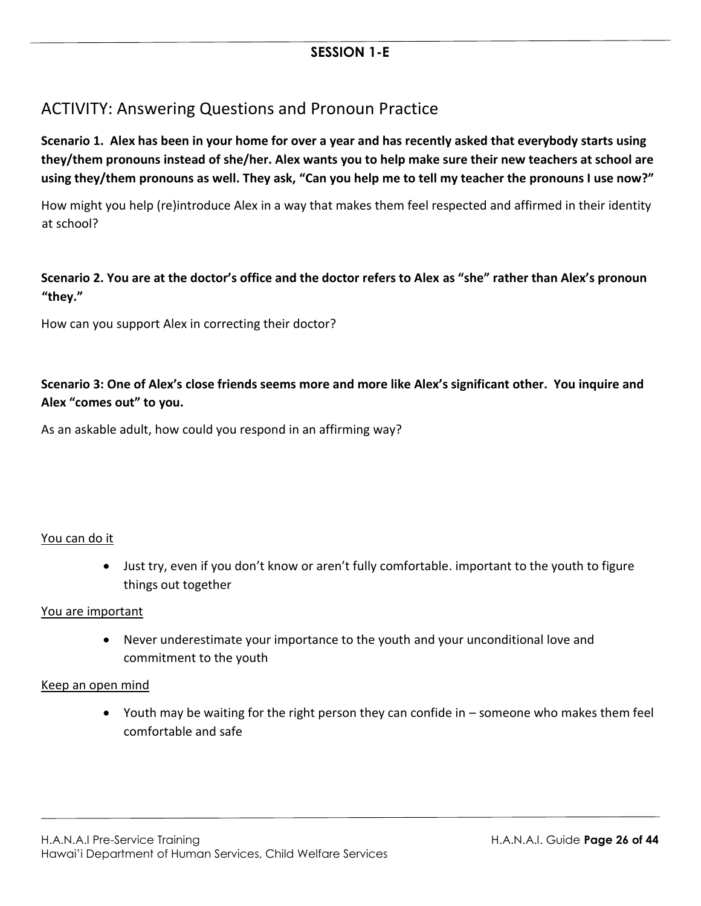**SESSION 1-E**

## ACTIVITY: Answering Questions and Pronoun Practice

**Scenario 1. Alex has been in your home for over a year and has recently asked that everybody starts using they/them pronouns instead of she/her. Alex wants you to help make sure their new teachers at school are using they/them pronouns as well. They ask, "Can you help me to tell my teacher the pronouns I use now?"**

How might you help (re)introduce Alex in a way that makes them feel respected and affirmed in their identity at school?

**Scenario 2. You are at the doctor's office and the doctor refers to Alex as "she" rather than Alex's pronoun "they."**

How can you support Alex in correcting their doctor?

**Scenario 3: One of Alex's close friends seems more and more like Alex's significant other. You inquire and Alex "comes out" to you.**

As an askable adult, how could you respond in an affirming way?

<u>You can do it</u>

- Just try, even if you don't know or aren't fully comfortable. important to the youth to figure things out together

<u>You are important</u>

- Never underestimate your importance to the youth and your unconditional love and commitment to the youth

<u>Keep an open mind</u>

- Youth may be waiting for the right person they can confide in – someone who makes them feel comfortable and safe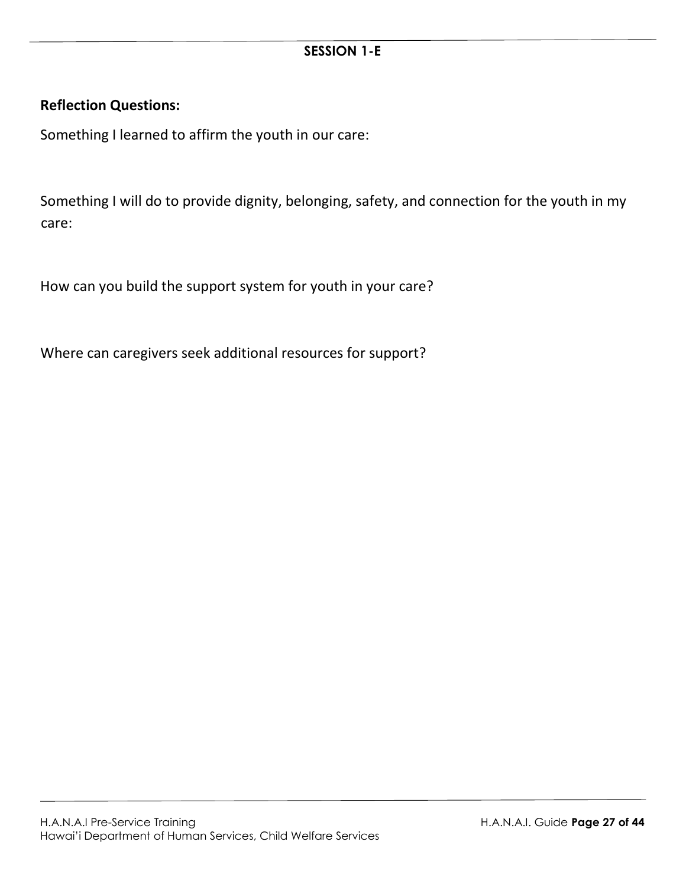## SESSION 1-E

**Reflection Questions:**

Something I learned to affirm the youth in our care:

Something I will do to provide dignity, belonging, safety, and connection for the youth in my care:

How can you build the support system for youth in your care?

Where can caregivers seek additional resources for support?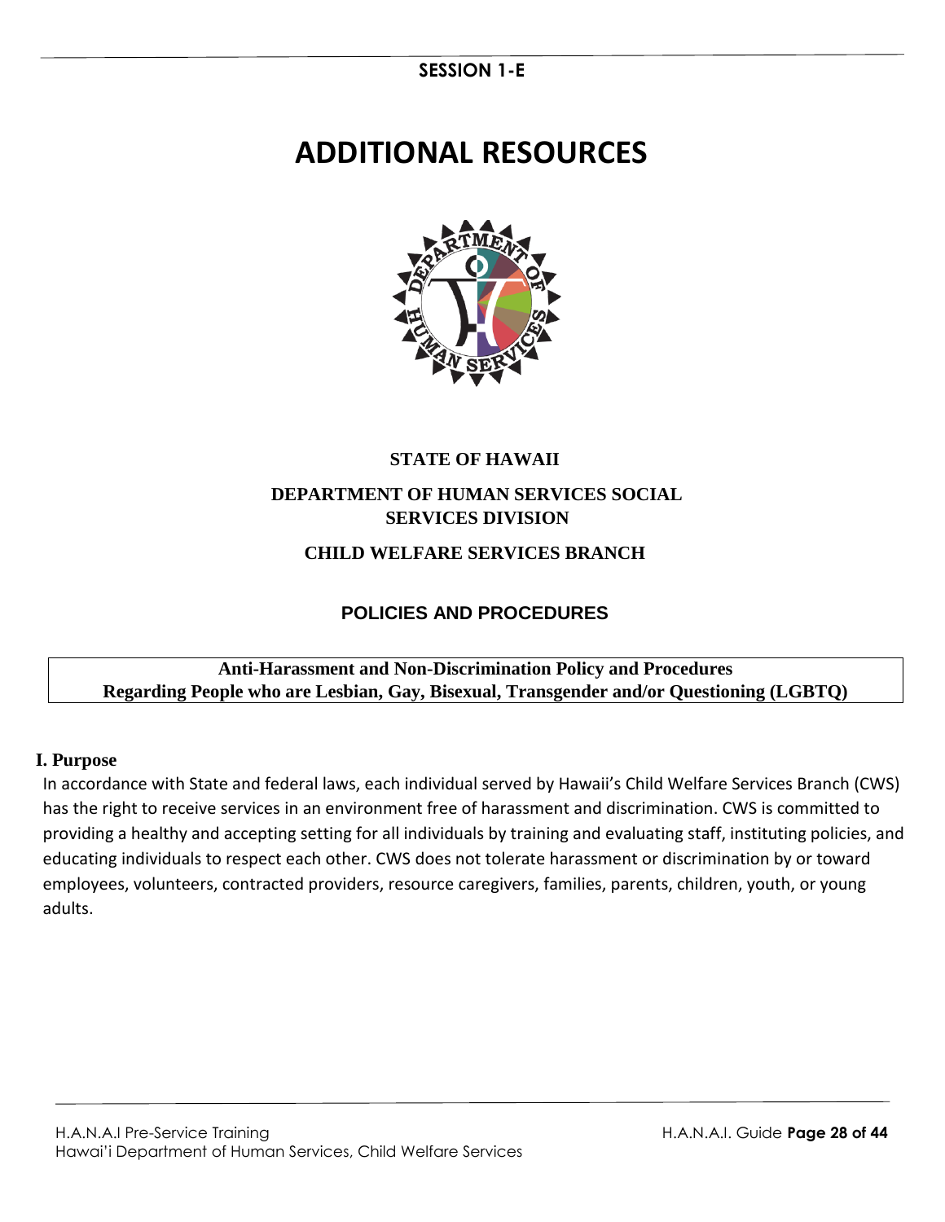**SESSION 1-E**

# ADDITIONAL RESOURCES

**STATE OF HAWAII**

**DEPARTMENT OF HUMAN SERVICES SOCIAL SERVICES DIVISION**

**CHILD WELFARE SERVICES BRANCH**

## POLICIES AND PROCEDURES

**Anti-Harassment and Non-Discrimination Policy and Procedures Regarding People who are Lesbian, Gay, Bisexual, Transgender and/or Questioning (LGBTQ)**

### I. Purpose

In accordance with State and federal laws, each individual served by Hawaii's Child Welfare Services Branch (CWS) has the right to receive services in an environment free of harassment and discrimination. CWS is committed to providing a healthy and accepting setting for all individuals by training and evaluating staff, instituting policies, and educating individuals to respect each other. CWS does not tolerate harassment or discrimination by or toward employees, volunteers, contracted providers, resource caregivers, families, parents, children, youth, or young adults.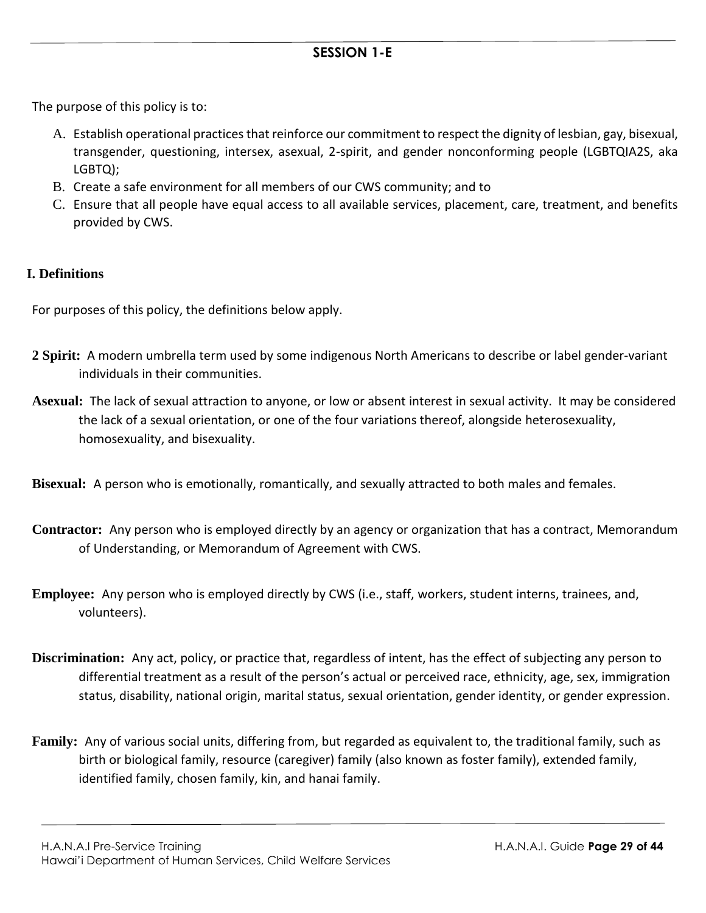## SESSION 1-E

The purpose of this policy is to:

A. Establish operational practices that reinforce our commitment to respect the dignity of lesbian, gay, bisexual, transgender, questioning, intersex, asexual, 2-spirit, and gender nonconforming people (LGBTQIA2S, aka LGBTQ);
B. Create a safe environment for all members of our CWS community; and to
C. Ensure that all people have equal access to all available services, placement, care, treatment, and benefits provided by CWS.

### I. Definitions

For purposes of this policy, the definitions below apply.

**2 Spirit:** A modern umbrella term used by some indigenous North Americans to describe or label gender-variant individuals in their communities.

**Asexual:** The lack of sexual attraction to anyone, or low or absent interest in sexual activity. It may be considered the lack of a sexual orientation, or one of the four variations thereof, alongside heterosexuality, homosexuality, and bisexuality.

**Bisexual:** A person who is emotionally, romantically, and sexually attracted to both males and females.

**Contractor:** Any person who is employed directly by an agency or organization that has a contract, Memorandum of Understanding, or Memorandum of Agreement with CWS.

**Employee:** Any person who is employed directly by CWS (i.e., staff, workers, student interns, trainees, and, volunteers).

**Discrimination:** Any act, policy, or practice that, regardless of intent, has the effect of subjecting any person to differential treatment as a result of the person's actual or perceived race, ethnicity, age, sex, immigration status, disability, national origin, marital status, sexual orientation, gender identity, or gender expression.

**Family:** Any of various social units, differing from, but regarded as equivalent to, the traditional family, such as birth or biological family, resource (caregiver) family (also known as foster family), extended family, identified family, chosen family, kin, and hanai family.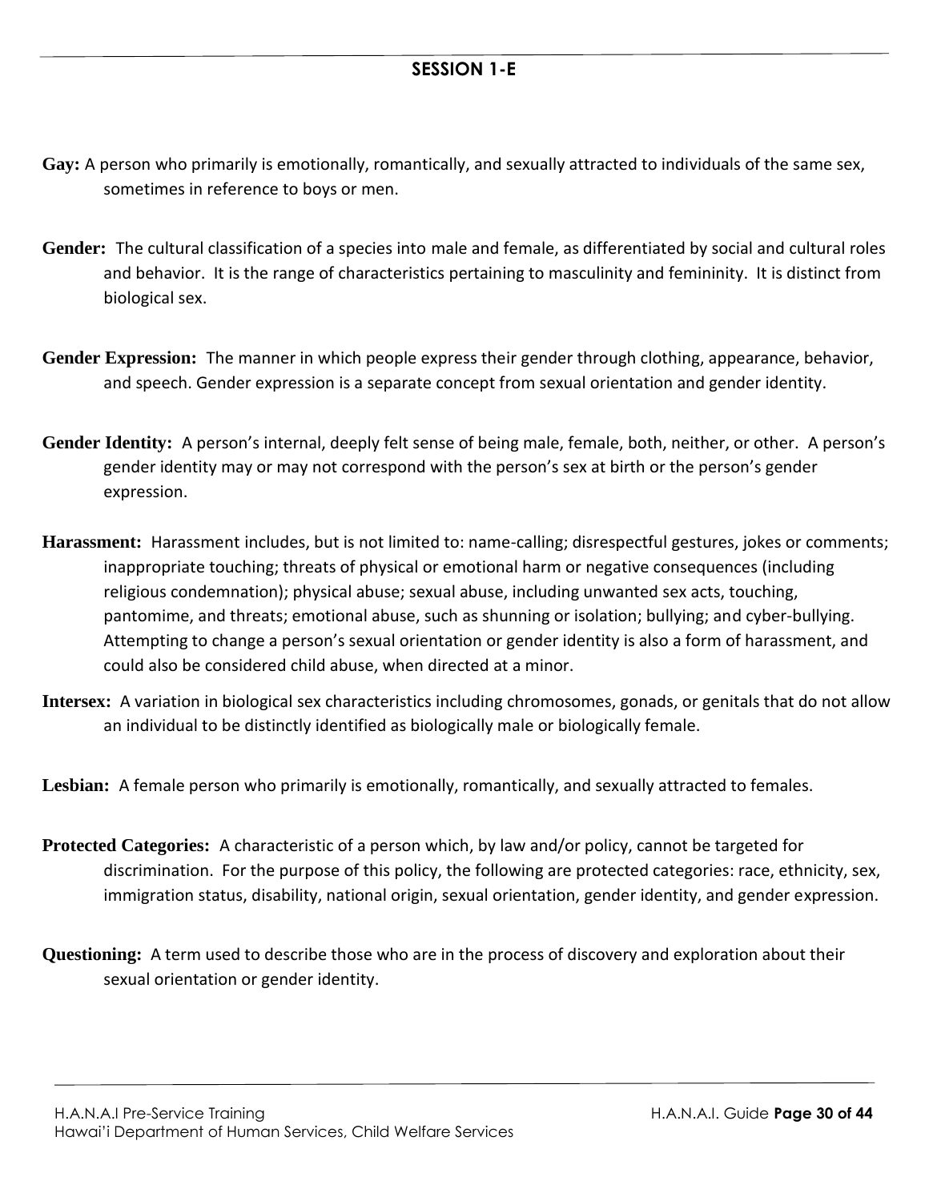## SESSION 1-E

**Gay:** A person who primarily is emotionally, romantically, and sexually attracted to individuals of the same sex, sometimes in reference to boys or men.

**Gender:** The cultural classification of a species into male and female, as differentiated by social and cultural roles and behavior. It is the range of characteristics pertaining to masculinity and femininity. It is distinct from biological sex.

**Gender Expression:** The manner in which people express their gender through clothing, appearance, behavior, and speech. Gender expression is a separate concept from sexual orientation and gender identity.

**Gender Identity:** A person's internal, deeply felt sense of being male, female, both, neither, or other. A person's gender identity may or may not correspond with the person's sex at birth or the person's gender expression.

**Harassment:** Harassment includes, but is not limited to: name-calling; disrespectful gestures, jokes or comments; inappropriate touching; threats of physical or emotional harm or negative consequences (including religious condemnation); physical abuse; sexual abuse, including unwanted sex acts, touching, pantomime, and threats; emotional abuse, such as shunning or isolation; bullying; and cyber-bullying. Attempting to change a person's sexual orientation or gender identity is also a form of harassment, and could also be considered child abuse, when directed at a minor.

**Intersex:** A variation in biological sex characteristics including chromosomes, gonads, or genitals that do not allow an individual to be distinctly identified as biologically male or biologically female.

**Lesbian:** A female person who primarily is emotionally, romantically, and sexually attracted to females.

**Protected Categories:** A characteristic of a person which, by law and/or policy, cannot be targeted for discrimination. For the purpose of this policy, the following are protected categories: race, ethnicity, sex, immigration status, disability, national origin, sexual orientation, gender identity, and gender expression.

**Questioning:** A term used to describe those who are in the process of discovery and exploration about their sexual orientation or gender identity.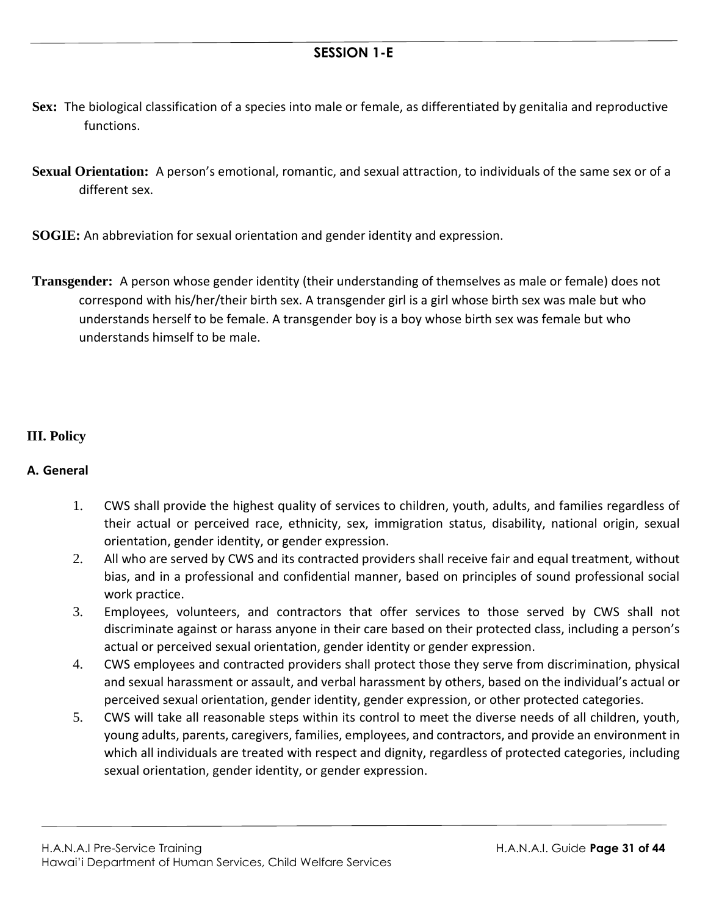## SESSION 1-E

**Sex:** The biological classification of a species into male or female, as differentiated by genitalia and reproductive functions.

**Sexual Orientation:** A person's emotional, romantic, and sexual attraction, to individuals of the same sex or of a different sex.

**SOGIE:** An abbreviation for sexual orientation and gender identity and expression.

**Transgender:** A person whose gender identity (their understanding of themselves as male or female) does not correspond with his/her/their birth sex. A transgender girl is a girl whose birth sex was male but who understands herself to be female. A transgender boy is a boy whose birth sex was female but who understands himself to be male.

### III. Policy

#### A. General

1. CWS shall provide the highest quality of services to children, youth, adults, and families regardless of their actual or perceived race, ethnicity, sex, immigration status, disability, national origin, sexual orientation, gender identity, or gender expression.
2. All who are served by CWS and its contracted providers shall receive fair and equal treatment, without bias, and in a professional and confidential manner, based on principles of sound professional social work practice.
3. Employees, volunteers, and contractors that offer services to those served by CWS shall not discriminate against or harass anyone in their care based on their protected class, including a person's actual or perceived sexual orientation, gender identity or gender expression.
4. CWS employees and contracted providers shall protect those they serve from discrimination, physical and sexual harassment or assault, and verbal harassment by others, based on the individual's actual or perceived sexual orientation, gender identity, gender expression, or other protected categories.
5. CWS will take all reasonable steps within its control to meet the diverse needs of all children, youth, young adults, parents, caregivers, families, employees, and contractors, and provide an environment in which all individuals are treated with respect and dignity, regardless of protected categories, including sexual orientation, gender identity, or gender expression.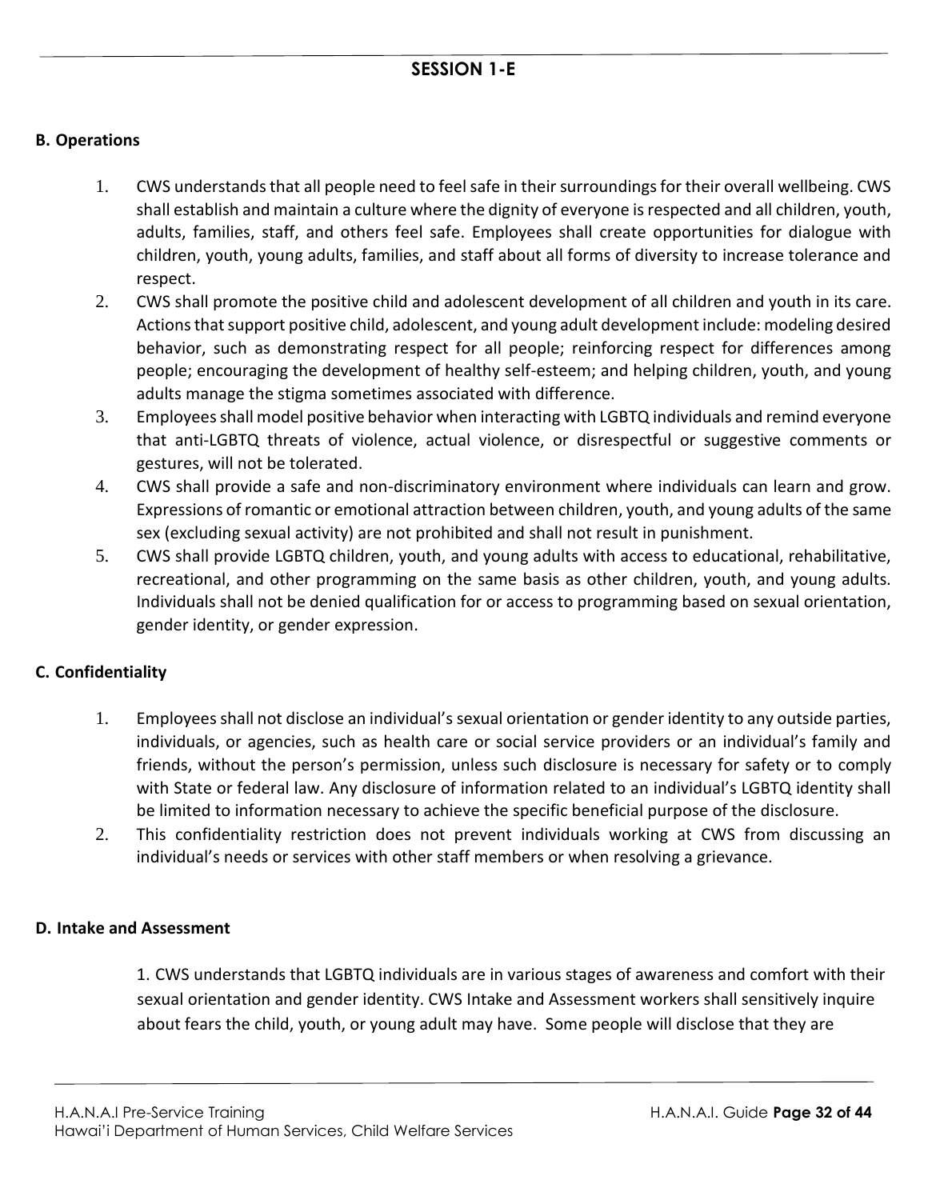## SESSION 1-E

**B. Operations**

1. CWS understands that all people need to feel safe in their surroundings for their overall wellbeing. CWS shall establish and maintain a culture where the dignity of everyone is respected and all children, youth, adults, families, staff, and others feel safe. Employees shall create opportunities for dialogue with children, youth, young adults, families, and staff about all forms of diversity to increase tolerance and respect.
2. CWS shall promote the positive child and adolescent development of all children and youth in its care. Actions that support positive child, adolescent, and young adult development include: modeling desired behavior, such as demonstrating respect for all people; reinforcing respect for differences among people; encouraging the development of healthy self-esteem; and helping children, youth, and young adults manage the stigma sometimes associated with difference.
3. Employees shall model positive behavior when interacting with LGBTQ individuals and remind everyone that anti-LGBTQ threats of violence, actual violence, or disrespectful or suggestive comments or gestures, will not be tolerated.
4. CWS shall provide a safe and non-discriminatory environment where individuals can learn and grow. Expressions of romantic or emotional attraction between children, youth, and young adults of the same sex (excluding sexual activity) are not prohibited and shall not result in punishment.
5. CWS shall provide LGBTQ children, youth, and young adults with access to educational, rehabilitative, recreational, and other programming on the same basis as other children, youth, and young adults. Individuals shall not be denied qualification for or access to programming based on sexual orientation, gender identity, or gender expression.

**C. Confidentiality**

1. Employees shall not disclose an individual's sexual orientation or gender identity to any outside parties, individuals, or agencies, such as health care or social service providers or an individual's family and friends, without the person's permission, unless such disclosure is necessary for safety or to comply with State or federal law. Any disclosure of information related to an individual's LGBTQ identity shall be limited to information necessary to achieve the specific beneficial purpose of the disclosure.
2. This confidentiality restriction does not prevent individuals working at CWS from discussing an individual's needs or services with other staff members or when resolving a grievance.

**D. Intake and Assessment**

1. CWS understands that LGBTQ individuals are in various stages of awareness and comfort with their sexual orientation and gender identity. CWS Intake and Assessment workers shall sensitively inquire about fears the child, youth, or young adult may have. Some people will disclose that they are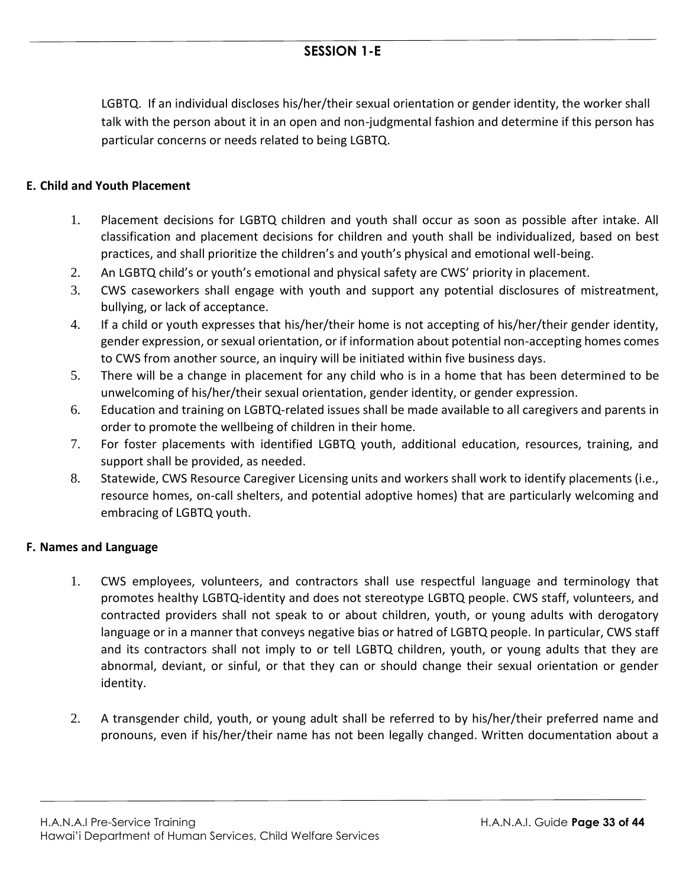LGBTQ. If an individual discloses his/her/their sexual orientation or gender identity, the worker shall talk with the person about it in an open and non-judgmental fashion and determine if this person has particular concerns or needs related to being LGBTQ.

## E. Child and Youth Placement

1. Placement decisions for LGBTQ children and youth shall occur as soon as possible after intake. All classification and placement decisions for children and youth shall be individualized, based on best practices, and shall prioritize the children's and youth's physical and emotional well-being.
2. An LGBTQ child's or youth's emotional and physical safety are CWS' priority in placement.
3. CWS caseworkers shall engage with youth and support any potential disclosures of mistreatment, bullying, or lack of acceptance.
4. If a child or youth expresses that his/her/their home is not accepting of his/her/their gender identity, gender expression, or sexual orientation, or if information about potential non-accepting homes comes to CWS from another source, an inquiry will be initiated within five business days.
5. There will be a change in placement for any child who is in a home that has been determined to be unwelcoming of his/her/their sexual orientation, gender identity, or gender expression.
6. Education and training on LGBTQ-related issues shall be made available to all caregivers and parents in order to promote the wellbeing of children in their home.
7. For foster placements with identified LGBTQ youth, additional education, resources, training, and support shall be provided, as needed.
8. Statewide, CWS Resource Caregiver Licensing units and workers shall work to identify placements (i.e., resource homes, on-call shelters, and potential adoptive homes) that are particularly welcoming and embracing of LGBTQ youth.

## F. Names and Language

1. CWS employees, volunteers, and contractors shall use respectful language and terminology that promotes healthy LGBTQ-identity and does not stereotype LGBTQ people. CWS staff, volunteers, and contracted providers shall not speak to or about children, youth, or young adults with derogatory language or in a manner that conveys negative bias or hatred of LGBTQ people. In particular, CWS staff and its contractors shall not imply to or tell LGBTQ children, youth, or young adults that they are abnormal, deviant, or sinful, or that they can or should change their sexual orientation or gender identity.

2. A transgender child, youth, or young adult shall be referred to by his/her/their preferred name and pronouns, even if his/her/their name has not been legally changed. Written documentation about a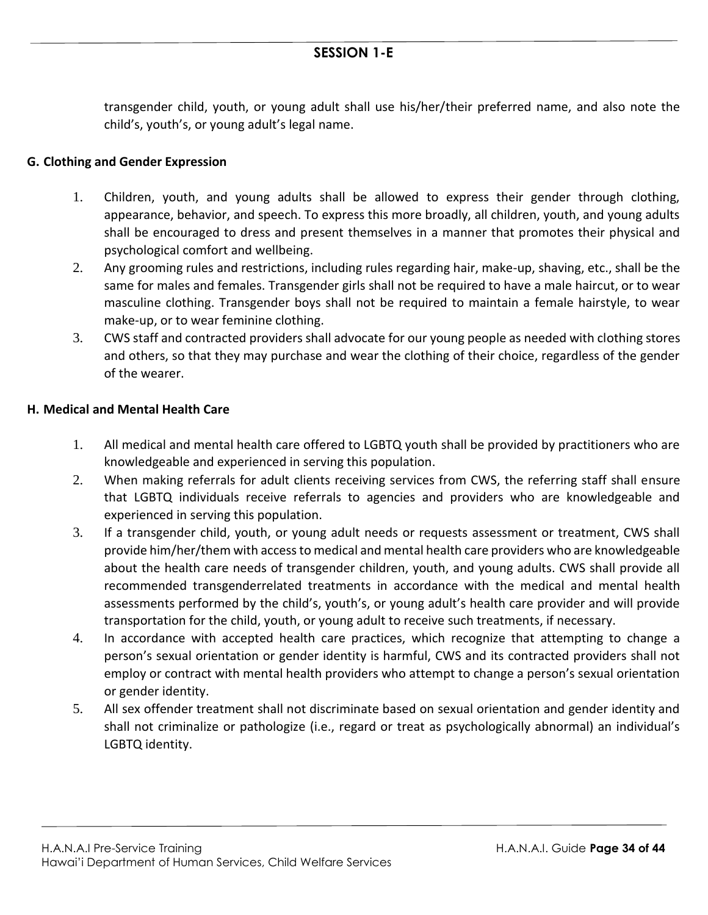transgender child, youth, or young adult shall use his/her/their preferred name, and also note the child's, youth's, or young adult's legal name.

### G. Clothing and Gender Expression

1. Children, youth, and young adults shall be allowed to express their gender through clothing, appearance, behavior, and speech. To express this more broadly, all children, youth, and young adults shall be encouraged to dress and present themselves in a manner that promotes their physical and psychological comfort and wellbeing.
2. Any grooming rules and restrictions, including rules regarding hair, make-up, shaving, etc., shall be the same for males and females. Transgender girls shall not be required to have a male haircut, or to wear masculine clothing. Transgender boys shall not be required to maintain a female hairstyle, to wear make-up, or to wear feminine clothing.
3. CWS staff and contracted providers shall advocate for our young people as needed with clothing stores and others, so that they may purchase and wear the clothing of their choice, regardless of the gender of the wearer.

### H. Medical and Mental Health Care

1. All medical and mental health care offered to LGBTQ youth shall be provided by practitioners who are knowledgeable and experienced in serving this population.
2. When making referrals for adult clients receiving services from CWS, the referring staff shall ensure that LGBTQ individuals receive referrals to agencies and providers who are knowledgeable and experienced in serving this population.
3. If a transgender child, youth, or young adult needs or requests assessment or treatment, CWS shall provide him/her/them with access to medical and mental health care providers who are knowledgeable about the health care needs of transgender children, youth, and young adults. CWS shall provide all recommended transgenderrelated treatments in accordance with the medical and mental health assessments performed by the child's, youth's, or young adult's health care provider and will provide transportation for the child, youth, or young adult to receive such treatments, if necessary.
4. In accordance with accepted health care practices, which recognize that attempting to change a person's sexual orientation or gender identity is harmful, CWS and its contracted providers shall not employ or contract with mental health providers who attempt to change a person's sexual orientation or gender identity.
5. All sex offender treatment shall not discriminate based on sexual orientation and gender identity and shall not criminalize or pathologize (i.e., regard or treat as psychologically abnormal) an individual's LGBTQ identity.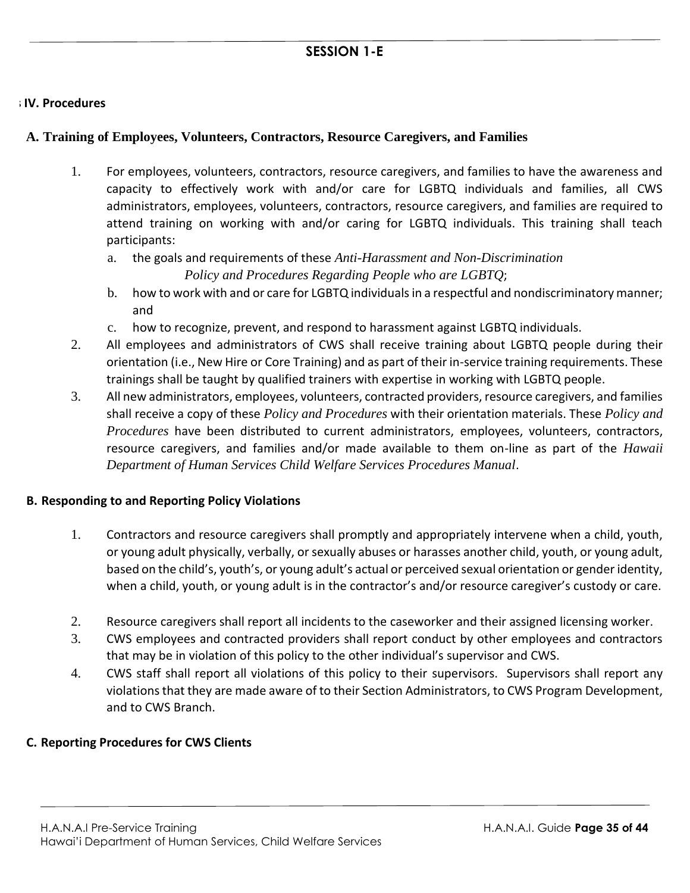## SESSION 1-E

### IV. Procedures

### A. Training of Employees, Volunteers, Contractors, Resource Caregivers, and Families

1. For employees, volunteers, contractors, resource caregivers, and families to have the awareness and capacity to effectively work with and/or care for LGBTQ individuals and families, all CWS administrators, employees, volunteers, contractors, resource caregivers, and families are required to attend training on working with and/or caring for LGBTQ individuals. This training shall teach participants:
   a. the goals and requirements of these *Anti-Harassment and Non-Discrimination Policy and Procedures Regarding People who are LGBTQ*;
   b. how to work with and or care for LGBTQ individuals in a respectful and nondiscriminatory manner; and
   c. how to recognize, prevent, and respond to harassment against LGBTQ individuals.
2. All employees and administrators of CWS shall receive training about LGBTQ people during their orientation (i.e., New Hire or Core Training) and as part of their in-service training requirements. These trainings shall be taught by qualified trainers with expertise in working with LGBTQ people.
3. All new administrators, employees, volunteers, contracted providers, resource caregivers, and families shall receive a copy of these *Policy and Procedures* with their orientation materials. These *Policy and Procedures* have been distributed to current administrators, employees, volunteers, contractors, resource caregivers, and families and/or made available to them on-line as part of the *Hawaii Department of Human Services Child Welfare Services Procedures Manual*.

### B. Responding to and Reporting Policy Violations

1. Contractors and resource caregivers shall promptly and appropriately intervene when a child, youth, or young adult physically, verbally, or sexually abuses or harasses another child, youth, or young adult, based on the child's, youth's, or young adult's actual or perceived sexual orientation or gender identity, when a child, youth, or young adult is in the contractor's and/or resource caregiver's custody or care.
2. Resource caregivers shall report all incidents to the caseworker and their assigned licensing worker.
3. CWS employees and contracted providers shall report conduct by other employees and contractors that may be in violation of this policy to the other individual's supervisor and CWS.
4. CWS staff shall report all violations of this policy to their supervisors. Supervisors shall report any violations that they are made aware of to their Section Administrators, to CWS Program Development, and to CWS Branch.

### C. Reporting Procedures for CWS Clients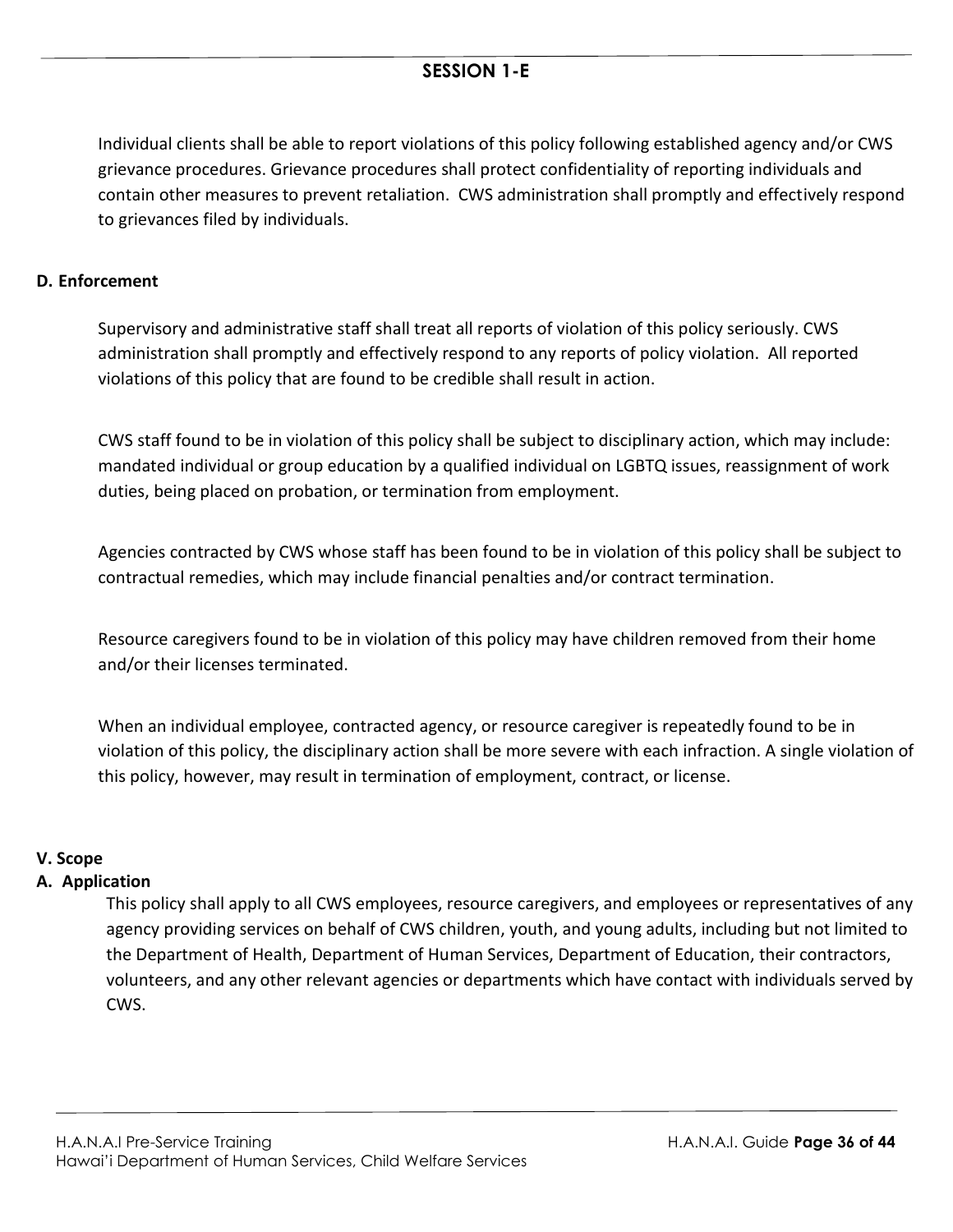Individual clients shall be able to report violations of this policy following established agency and/or CWS grievance procedures. Grievance procedures shall protect confidentiality of reporting individuals and contain other measures to prevent retaliation. CWS administration shall promptly and effectively respond to grievances filed by individuals.

**D. Enforcement**

Supervisory and administrative staff shall treat all reports of violation of this policy seriously. CWS administration shall promptly and effectively respond to any reports of policy violation. All reported violations of this policy that are found to be credible shall result in action.

CWS staff found to be in violation of this policy shall be subject to disciplinary action, which may include: mandated individual or group education by a qualified individual on LGBTQ issues, reassignment of work duties, being placed on probation, or termination from employment.

Agencies contracted by CWS whose staff has been found to be in violation of this policy shall be subject to contractual remedies, which may include financial penalties and/or contract termination.

Resource caregivers found to be in violation of this policy may have children removed from their home and/or their licenses terminated.

When an individual employee, contracted agency, or resource caregiver is repeatedly found to be in violation of this policy, the disciplinary action shall be more severe with each infraction. A single violation of this policy, however, may result in termination of employment, contract, or license.

**V. Scope**

**A. Application**

This policy shall apply to all CWS employees, resource caregivers, and employees or representatives of any agency providing services on behalf of CWS children, youth, and young adults, including but not limited to the Department of Health, Department of Human Services, Department of Education, their contractors, volunteers, and any other relevant agencies or departments which have contact with individuals served by CWS.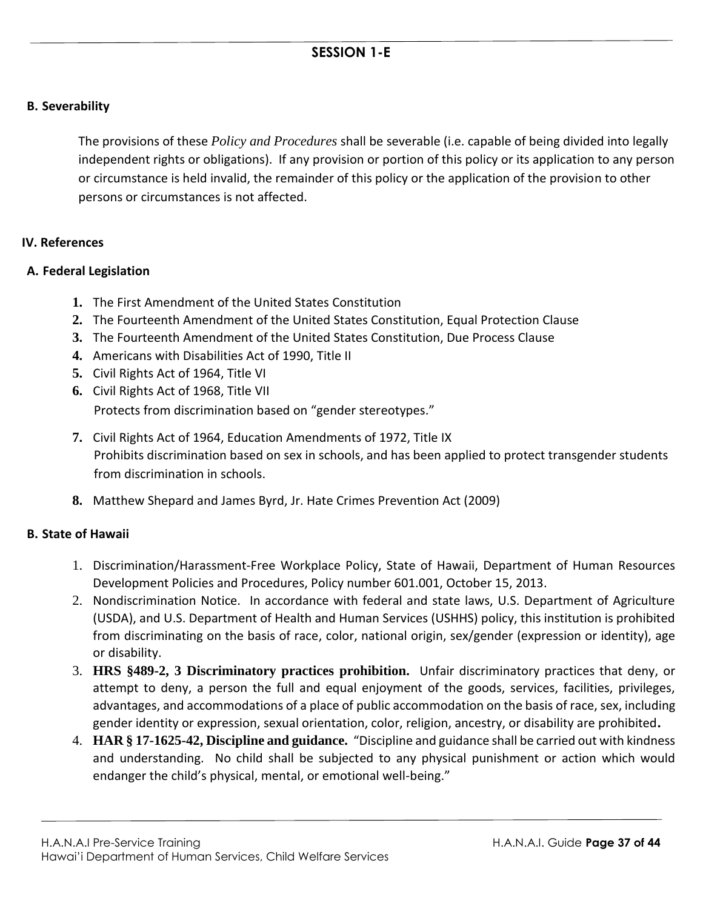## SESSION 1-E

### B. Severability

The provisions of these *Policy and Procedures* shall be severable (i.e. capable of being divided into legally independent rights or obligations). If any provision or portion of this policy or its application to any person or circumstance is held invalid, the remainder of this policy or the application of the provision to other persons or circumstances is not affected.

## IV. References

### A. Federal Legislation

1. The First Amendment of the United States Constitution
2. The Fourteenth Amendment of the United States Constitution, Equal Protection Clause
3. The Fourteenth Amendment of the United States Constitution, Due Process Clause
4. Americans with Disabilities Act of 1990, Title II
5. Civil Rights Act of 1964, Title VI
6. Civil Rights Act of 1968, Title VII
   Protects from discrimination based on "gender stereotypes."
7. Civil Rights Act of 1964, Education Amendments of 1972, Title IX
   Prohibits discrimination based on sex in schools, and has been applied to protect transgender students from discrimination in schools.
8. Matthew Shepard and James Byrd, Jr. Hate Crimes Prevention Act (2009)

### B. State of Hawaii

1. Discrimination/Harassment-Free Workplace Policy, State of Hawaii, Department of Human Resources Development Policies and Procedures, Policy number 601.001, October 15, 2013.
2. Nondiscrimination Notice. In accordance with federal and state laws, U.S. Department of Agriculture (USDA), and U.S. Department of Health and Human Services (USHHS) policy, this institution is prohibited from discriminating on the basis of race, color, national origin, sex/gender (expression or identity), age or disability.
3. **HRS §489-2, 3 Discriminatory practices prohibition.** Unfair discriminatory practices that deny, or attempt to deny, a person the full and equal enjoyment of the goods, services, facilities, privileges, advantages, and accommodations of a place of public accommodation on the basis of race, sex, including gender identity or expression, sexual orientation, color, religion, ancestry, or disability are prohibited**.**
4. **HAR § 17-1625-42, Discipline and guidance.** "Discipline and guidance shall be carried out with kindness and understanding. No child shall be subjected to any physical punishment or action which would endanger the child's physical, mental, or emotional well-being."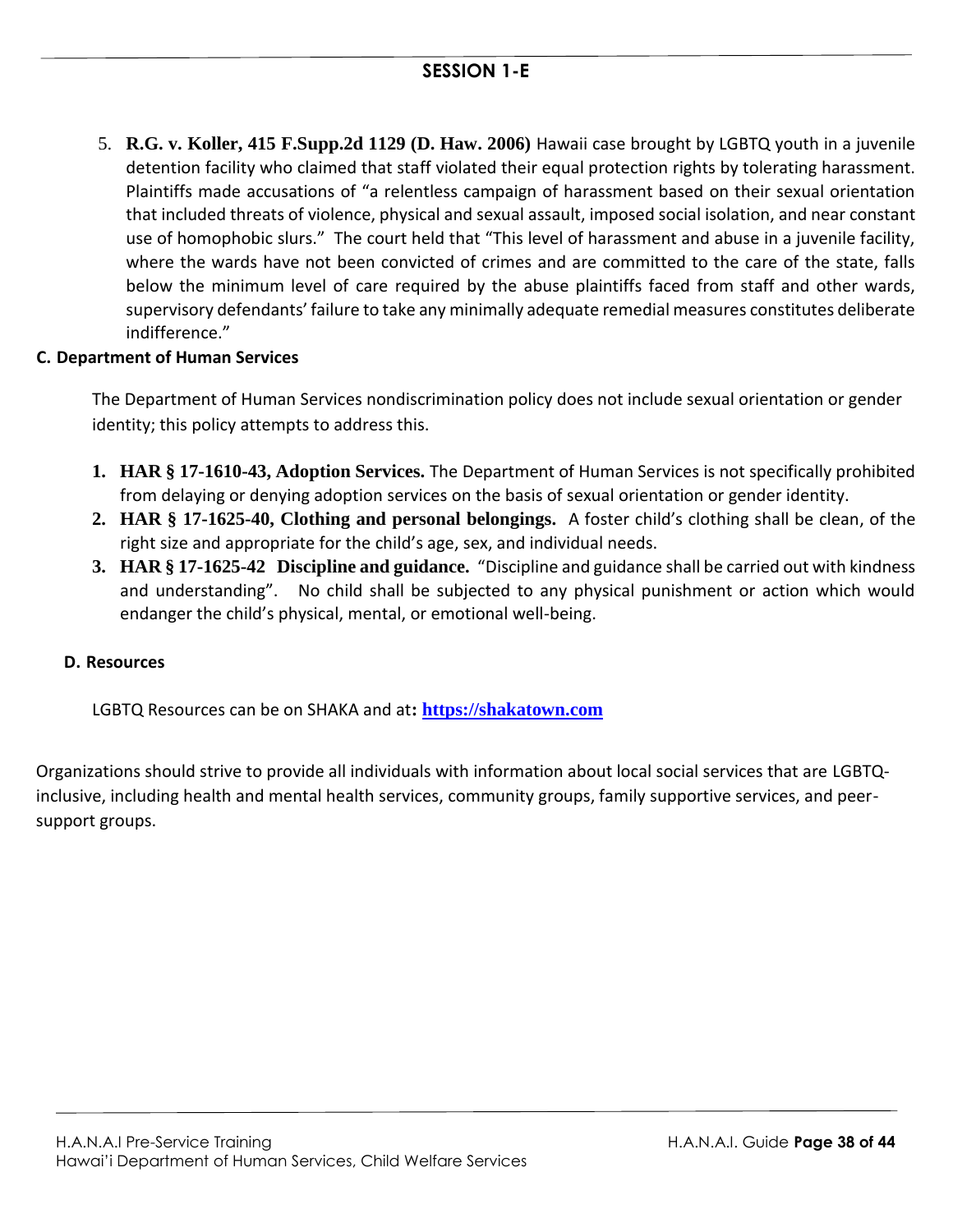## SESSION 1-E

5. **R.G. v. Koller, 415 F.Supp.2d 1129 (D. Haw. 2006)** Hawaii case brought by LGBTQ youth in a juvenile detention facility who claimed that staff violated their equal protection rights by tolerating harassment. Plaintiffs made accusations of "a relentless campaign of harassment based on their sexual orientation that included threats of violence, physical and sexual assault, imposed social isolation, and near constant use of homophobic slurs." The court held that "This level of harassment and abuse in a juvenile facility, where the wards have not been convicted of crimes and are committed to the care of the state, falls below the minimum level of care required by the abuse plaintiffs faced from staff and other wards, supervisory defendants' failure to take any minimally adequate remedial measures constitutes deliberate indifference."

### C. Department of Human Services

The Department of Human Services nondiscrimination policy does not include sexual orientation or gender identity; this policy attempts to address this.

1. **HAR § 17-1610-43, Adoption Services.** The Department of Human Services is not specifically prohibited from delaying or denying adoption services on the basis of sexual orientation or gender identity.
2. **HAR § 17-1625-40, Clothing and personal belongings.** A foster child's clothing shall be clean, of the right size and appropriate for the child's age, sex, and individual needs.
3. **HAR § 17-1625-42 Discipline and guidance.** "Discipline and guidance shall be carried out with kindness and understanding". No child shall be subjected to any physical punishment or action which would endanger the child's physical, mental, or emotional well-being.

### D. Resources

LGBTQ Resources can be on SHAKA and at**:** [https://shakatown.com](https://shakatown.com)

Organizations should strive to provide all individuals with information about local social services that are LGBTQ-inclusive, including health and mental health services, community groups, family supportive services, and peer-support groups.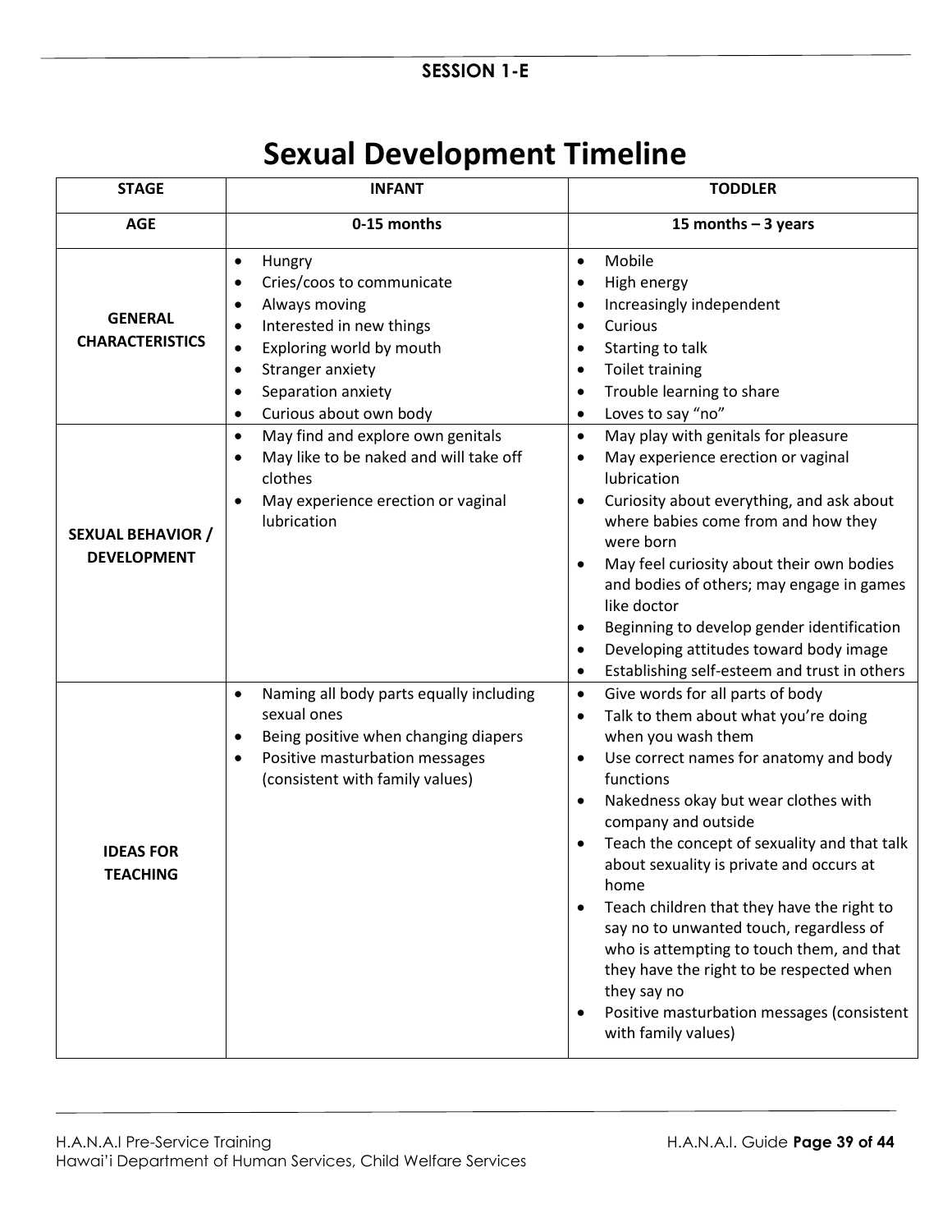**SESSION 1-E**

# Sexual Development Timeline

| STAGE | INFANT | TODDLER |
|---|---|---|
| **AGE** | **0-15 months** | **15 months – 3 years** |
| **GENERAL CHARACTERISTICS** | • Hungry<br>• Cries/coos to communicate<br>• Always moving<br>• Interested in new things<br>• Exploring world by mouth<br>• Stranger anxiety<br>• Separation anxiety<br>• Curious about own body | • Mobile<br>• High energy<br>• Increasingly independent<br>• Curious<br>• Starting to talk<br>• Toilet training<br>• Trouble learning to share<br>• Loves to say "no" |
| **SEXUAL BEHAVIOR / DEVELOPMENT** | • May find and explore own genitals<br>• May like to be naked and will take off clothes<br>• May experience erection or vaginal lubrication | • May play with genitals for pleasure<br>• May experience erection or vaginal lubrication<br>• Curiosity about everything, and ask about where babies come from and how they were born<br>• May feel curiosity about their own bodies and bodies of others; may engage in games like doctor<br>• Beginning to develop gender identification<br>• Developing attitudes toward body image<br>• Establishing self-esteem and trust in others |
| **IDEAS FOR TEACHING** | • Naming all body parts equally including sexual ones<br>• Being positive when changing diapers<br>• Positive masturbation messages (consistent with family values) | • Give words for all parts of body<br>• Talk to them about what you're doing when you wash them<br>• Use correct names for anatomy and body functions<br>• Nakedness okay but wear clothes with company and outside<br>• Teach the concept of sexuality and that talk about sexuality is private and occurs at home<br>• Teach children that they have the right to say no to unwanted touch, regardless of who is attempting to touch them, and that they have the right to be respected when they say no<br>• Positive masturbation messages (consistent with family values) |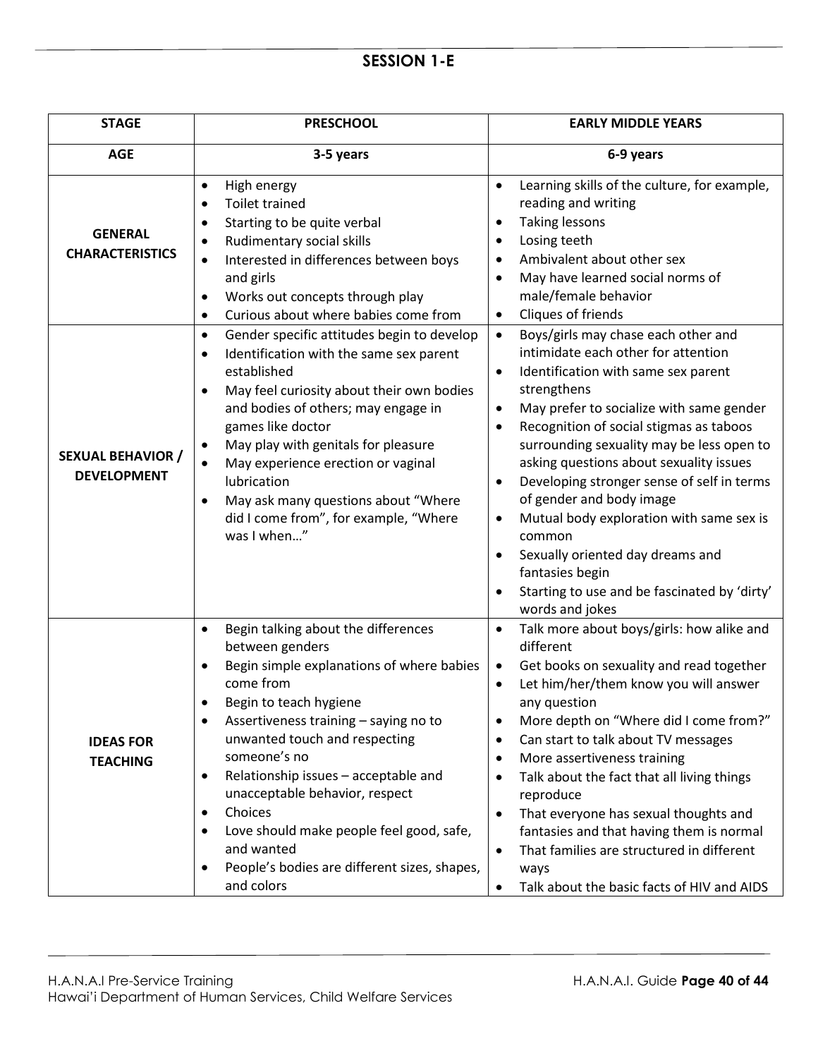## SESSION 1-E

| STAGE | PRESCHOOL | EARLY MIDDLE YEARS |
|---|---|---|
| **AGE** | **3-5 years** | **6-9 years** |
| **GENERAL CHARACTERISTICS** | • High energy<br>• Toilet trained<br>• Starting to be quite verbal<br>• Rudimentary social skills<br>• Interested in differences between boys and girls<br>• Works out concepts through play<br>• Curious about where babies come from | • Learning skills of the culture, for example, reading and writing<br>• Taking lessons<br>• Losing teeth<br>• Ambivalent about other sex<br>• May have learned social norms of male/female behavior<br>• Cliques of friends |
| **SEXUAL BEHAVIOR / DEVELOPMENT** | • Gender specific attitudes begin to develop<br>• Identification with the same sex parent established<br>• May feel curiosity about their own bodies and bodies of others; may engage in games like doctor<br>• May play with genitals for pleasure<br>• May experience erection or vaginal lubrication<br>• May ask many questions about "Where did I come from", for example, "Where was I when…" | • Boys/girls may chase each other and intimidate each other for attention<br>• Identification with same sex parent strengthens<br>• May prefer to socialize with same gender<br>• Recognition of social stigmas as taboos surrounding sexuality may be less open to asking questions about sexuality issues<br>• Developing stronger sense of self in terms of gender and body image<br>• Mutual body exploration with same sex is common<br>• Sexually oriented day dreams and fantasies begin<br>• Starting to use and be fascinated by 'dirty' words and jokes |
| **IDEAS FOR TEACHING** | • Begin talking about the differences between genders<br>• Begin simple explanations of where babies come from<br>• Begin to teach hygiene<br>• Assertiveness training – saying no to unwanted touch and respecting someone's no<br>• Relationship issues – acceptable and unacceptable behavior, respect<br>• Choices<br>• Love should make people feel good, safe, and wanted<br>• People's bodies are different sizes, shapes, and colors | • Talk more about boys/girls: how alike and different<br>• Get books on sexuality and read together<br>• Let him/her/them know you will answer any question<br>• More depth on "Where did I come from?"<br>• Can start to talk about TV messages<br>• More assertiveness training<br>• Talk about the fact that all living things reproduce<br>• That everyone has sexual thoughts and fantasies and that having them is normal<br>• That families are structured in different ways<br>• Talk about the basic facts of HIV and AIDS |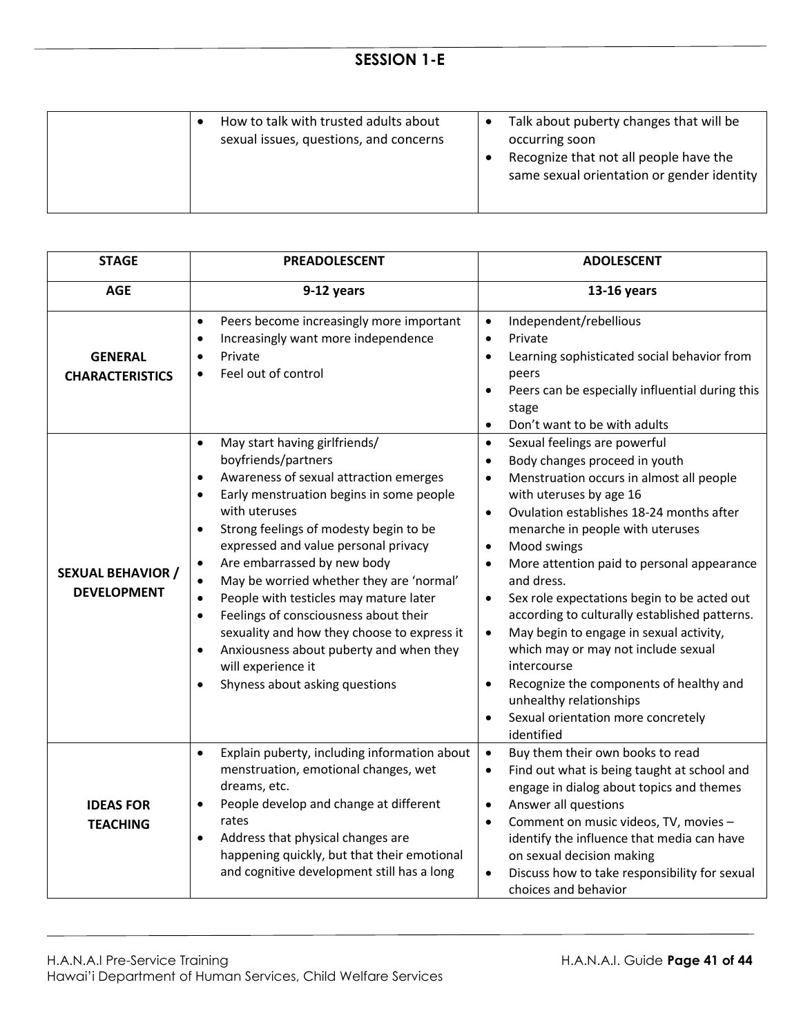## SESSION 1-E

| | | |
|---|---|---|
| | • How to talk with trusted adults about sexual issues, questions, and concerns | • Talk about puberty changes that will be occurring soon<br>• Recognize that not all people have the same sexual orientation or gender identity |

| STAGE | PREADOLESCENT | ADOLESCENT |
|---|---|---|
| **AGE** | **9-12 years** | **13-16 years** |
| **GENERAL CHARACTERISTICS** | • Peers become increasingly more important<br>• Increasingly want more independence<br>• Private<br>• Feel out of control | • Independent/rebellious<br>• Private<br>• Learning sophisticated social behavior from peers<br>• Peers can be especially influential during this stage<br>• Don't want to be with adults |
| **SEXUAL BEHAVIOR / DEVELOPMENT** | • May start having girlfriends/ boyfriends/partners<br>• Awareness of sexual attraction emerges<br>• Early menstruation begins in some people with uteruses<br>• Strong feelings of modesty begin to be expressed and value personal privacy<br>• Are embarrassed by new body<br>• May be worried whether they are 'normal'<br>• People with testicles may mature later<br>• Feelings of consciousness about their sexuality and how they choose to express it<br>• Anxiousness about puberty and when they will experience it<br>• Shyness about asking questions | • Sexual feelings are powerful<br>• Body changes proceed in youth<br>• Menstruation occurs in almost all people with uteruses by age 16<br>• Ovulation establishes 18-24 months after menarche in people with uteruses<br>• Mood swings<br>• More attention paid to personal appearance and dress.<br>• Sex role expectations begin to be acted out according to culturally established patterns.<br>• May begin to engage in sexual activity, which may or may not include sexual intercourse<br>• Recognize the components of healthy and unhealthy relationships<br>• Sexual orientation more concretely identified |
| **IDEAS FOR TEACHING** | • Explain puberty, including information about menstruation, emotional changes, wet dreams, etc.<br>• People develop and change at different rates<br>• Address that physical changes are happening quickly, but that their emotional and cognitive development still has a long | • Buy them their own books to read<br>• Find out what is being taught at school and engage in dialog about topics and themes<br>• Answer all questions<br>• Comment on music videos, TV, movies – identify the influence that media can have on sexual decision making<br>• Discuss how to take responsibility for sexual choices and behavior |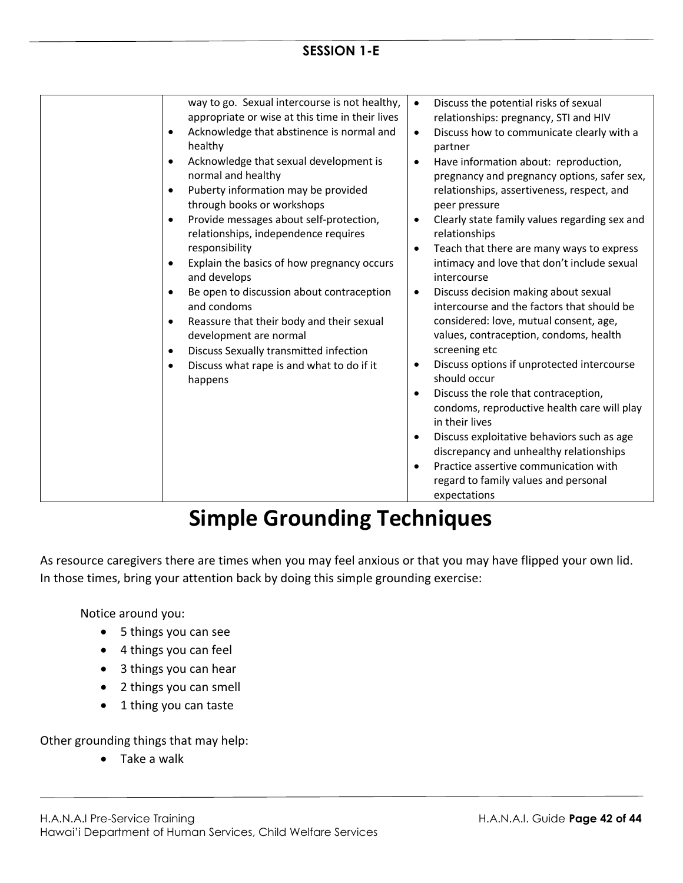| | | |
|---|---|---|
| | way to go. Sexual intercourse is not healthy, appropriate or wise at this time in their lives<br>• Acknowledge that abstinence is normal and healthy<br>• Acknowledge that sexual development is normal and healthy<br>• Puberty information may be provided through books or workshops<br>• Provide messages about self-protection, relationships, independence requires responsibility<br>• Explain the basics of how pregnancy occurs and develops<br>• Be open to discussion about contraception and condoms<br>• Reassure that their body and their sexual development are normal<br>• Discuss Sexually transmitted infection<br>• Discuss what rape is and what to do if it happens | • Discuss the potential risks of sexual relationships: pregnancy, STI and HIV<br>• Discuss how to communicate clearly with a partner<br>• Have information about: reproduction, pregnancy and pregnancy options, safer sex, relationships, assertiveness, respect, and peer pressure<br>• Clearly state family values regarding sex and relationships<br>• Teach that there are many ways to express intimacy and love that don't include sexual intercourse<br>• Discuss decision making about sexual intercourse and the factors that should be considered: love, mutual consent, age, values, contraception, condoms, health screening etc<br>• Discuss options if unprotected intercourse should occur<br>• Discuss the role that contraception, condoms, reproductive health care will play in their lives<br>• Discuss exploitative behaviors such as age discrepancy and unhealthy relationships<br>• Practice assertive communication with regard to family values and personal expectations |

# Simple Grounding Techniques

As resource caregivers there are times when you may feel anxious or that you may have flipped your own lid. In those times, bring your attention back by doing this simple grounding exercise:

Notice around you:

- 5 things you can see
- 4 things you can feel
- 3 things you can hear
- 2 things you can smell
- 1 thing you can taste

Other grounding things that may help:

- Take a walk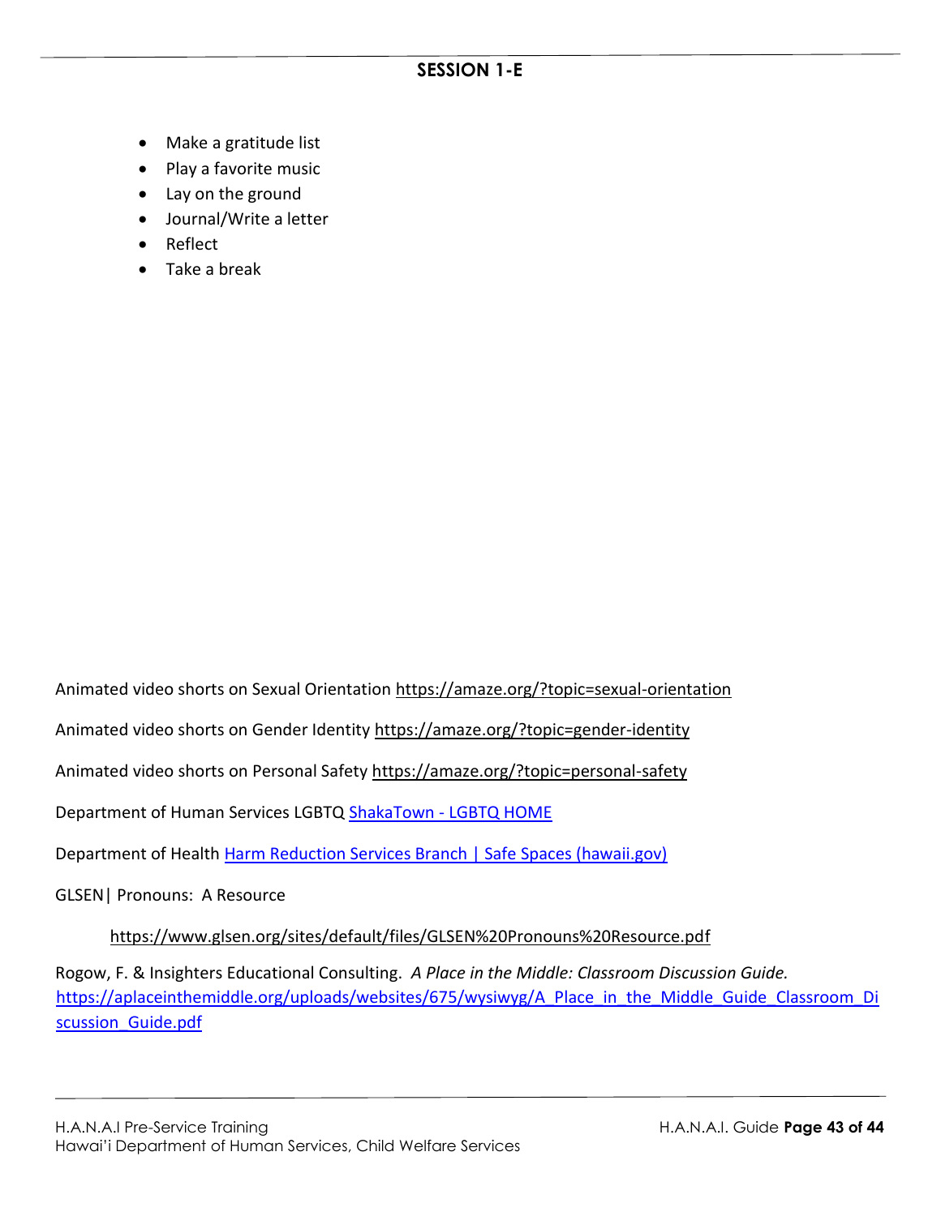## SESSION 1-E

- Make a gratitude list
- Play a favorite music
- Lay on the ground
- Journal/Write a letter
- Reflect
- Take a break

Animated video shorts on Sexual Orientation https://amaze.org/?topic=sexual-orientation

Animated video shorts on Gender Identity https://amaze.org/?topic=gender-identity

Animated video shorts on Personal Safety https://amaze.org/?topic=personal-safety

Department of Human Services LGBTQ ShakaTown - LGBTQ HOME

Department of Health Harm Reduction Services Branch | Safe Spaces (hawaii.gov)

GLSEN| Pronouns: A Resource

https://www.glsen.org/sites/default/files/GLSEN%20Pronouns%20Resource.pdf

Rogow, F. & Insighters Educational Consulting. *A Place in the Middle: Classroom Discussion Guide.* https://aplaceinthemiddle.org/uploads/websites/675/wysiwyg/A_Place_in_the_Middle_Guide_Classroom_Discussion_Guide.pdf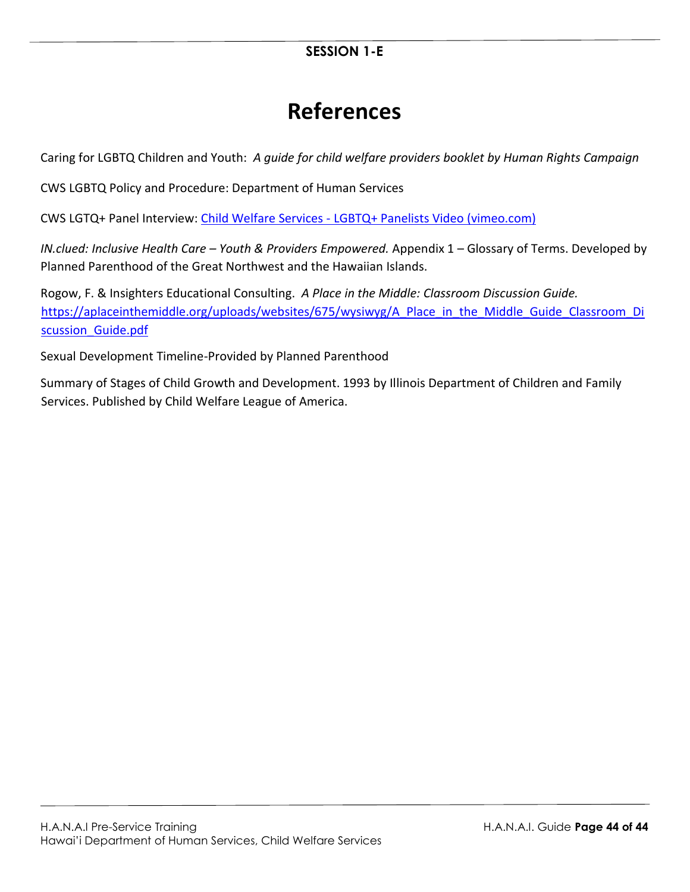SESSION 1-E

# References

Caring for LGBTQ Children and Youth: *A guide for child welfare providers booklet by Human Rights Campaign*

CWS LGBTQ Policy and Procedure: Department of Human Services

CWS LGTQ+ Panel Interview: [Child Welfare Services - LGBTQ+ Panelists Video (vimeo.com)]

*IN.clued: Inclusive Health Care – Youth & Providers Empowered.* Appendix 1 – Glossary of Terms. Developed by Planned Parenthood of the Great Northwest and the Hawaiian Islands.

Rogow, F. & Insighters Educational Consulting. *A Place in the Middle: Classroom Discussion Guide.* https://aplaceinthemiddle.org/uploads/websites/675/wysiwyg/A_Place_in_the_Middle_Guide_Classroom_Discussion_Guide.pdf

Sexual Development Timeline-Provided by Planned Parenthood

Summary of Stages of Child Growth and Development. 1993 by Illinois Department of Children and Family Services. Published by Child Welfare League of America.